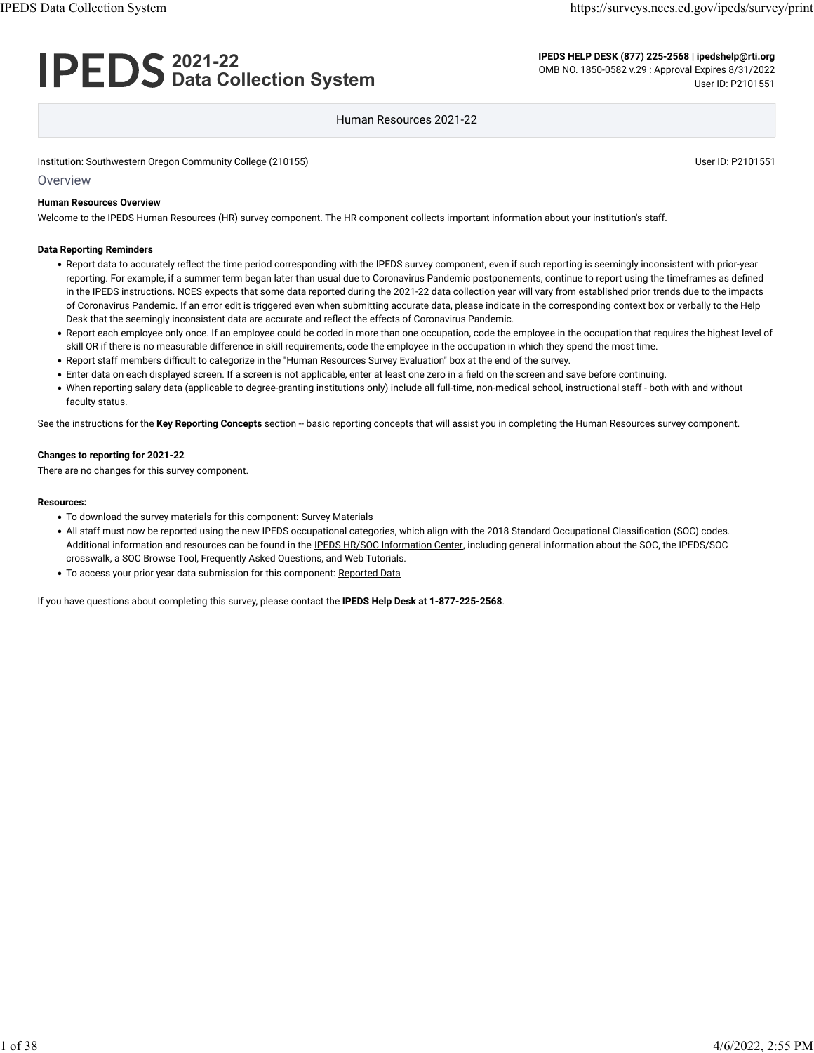# IPEDS 2021-22 Data Collection System

**IPEDS HELP DESK (877) 225-2568 | ipedshelp@rti.org**
OMB NO. 1850-0582 v.29 : Approval Expires 8/31/2022
User ID: P2101551

Human Resources 2021-22

Institution: Southwestern Oregon Community College (210155)

User ID: P2101551

## Overview

**Human Resources Overview**

Welcome to the IPEDS Human Resources (HR) survey component. The HR component collects important information about your institution's staff.

**Data Reporting Reminders**

- Report data to accurately reflect the time period corresponding with the IPEDS survey component, even if such reporting is seemingly inconsistent with prior-year reporting. For example, if a summer term began later than usual due to Coronavirus Pandemic postponements, continue to report using the timeframes as defined in the IPEDS instructions. NCES expects that some data reported during the 2021-22 data collection year will vary from established prior trends due to the impacts of Coronavirus Pandemic. If an error edit is triggered even when submitting accurate data, please indicate in the corresponding context box or verbally to the Help Desk that the seemingly inconsistent data are accurate and reflect the effects of Coronavirus Pandemic.
- Report each employee only once. If an employee could be coded in more than one occupation, code the employee in the occupation that requires the highest level of skill OR if there is no measurable difference in skill requirements, code the employee in the occupation in which they spend the most time.
- Report staff members difficult to categorize in the "Human Resources Survey Evaluation" box at the end of the survey.
- Enter data on each displayed screen. If a screen is not applicable, enter at least one zero in a field on the screen and save before continuing.
- When reporting salary data (applicable to degree-granting institutions only) include all full-time, non-medical school, instructional staff - both with and without faculty status.

See the instructions for the **Key Reporting Concepts** section -- basic reporting concepts that will assist you in completing the Human Resources survey component.

**Changes to reporting for 2021-22**

There are no changes for this survey component.

**Resources:**

- To download the survey materials for this component: Survey Materials
- All staff must now be reported using the new IPEDS occupational categories, which align with the 2018 Standard Occupational Classification (SOC) codes. Additional information and resources can be found in the IPEDS HR/SOC Information Center, including general information about the SOC, the IPEDS/SOC crosswalk, a SOC Browse Tool, Frequently Asked Questions, and Web Tutorials.
- To access your prior year data submission for this component: Reported Data

If you have questions about completing this survey, please contact the **IPEDS Help Desk at 1-877-225-2568**.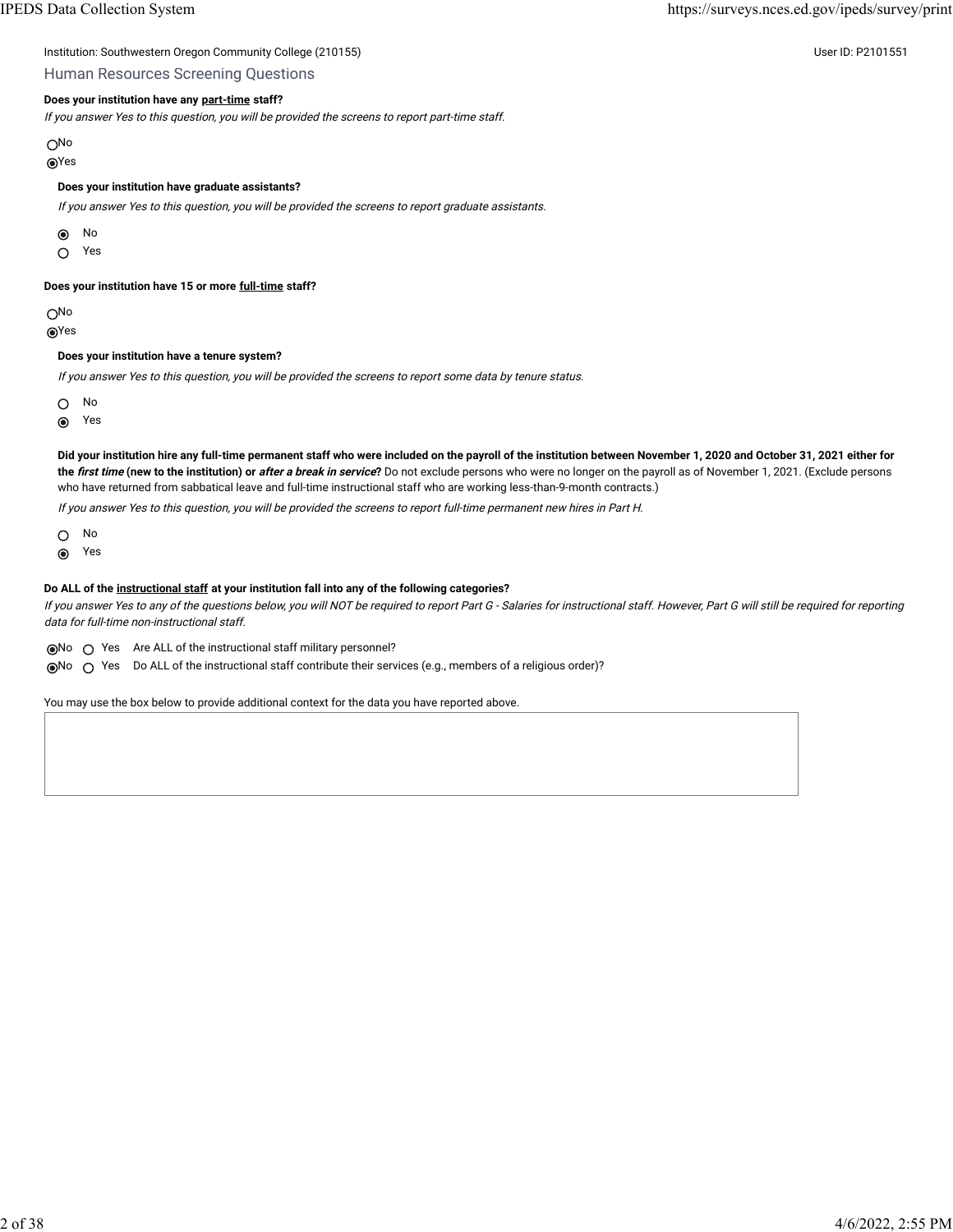Institution: Southwestern Oregon Community College (210155) User ID: P2101551

## Human Resources Screening Questions

**Does your institution have any part-time staff?**

*If you answer Yes to this question, you will be provided the screens to report part-time staff.*

- ○ No
- ◉ Yes

**Does your institution have graduate assistants?**

*If you answer Yes to this question, you will be provided the screens to report graduate assistants.*

- ◉ No
- ○ Yes

**Does your institution have 15 or more full-time staff?**

- ○ No
- ◉ Yes

**Does your institution have a tenure system?**

*If you answer Yes to this question, you will be provided the screens to report some data by tenure status.*

- ○ No
- ◉ Yes

**Did your institution hire any full-time permanent staff who were included on the payroll of the institution between November 1, 2020 and October 31, 2021 either for the *first time* (new to the institution) or *after a break in service*?** Do not exclude persons who were no longer on the payroll as of November 1, 2021. (Exclude persons who have returned from sabbatical leave and full-time instructional staff who are working less-than-9-month contracts.)

*If you answer Yes to this question, you will be provided the screens to report full-time permanent new hires in Part H.*

- ○ No
- ◉ Yes

**Do ALL of the instructional staff at your institution fall into any of the following categories?**

*If you answer Yes to any of the questions below, you will NOT be required to report Part G - Salaries for instructional staff. However, Part G will still be required for reporting data for full-time non-instructional staff.*

- ◉ No ○ Yes Are ALL of the instructional staff military personnel?
- ◉ No ○ Yes Do ALL of the instructional staff contribute their services (e.g., members of a religious order)?

You may use the box below to provide additional context for the data you have reported above.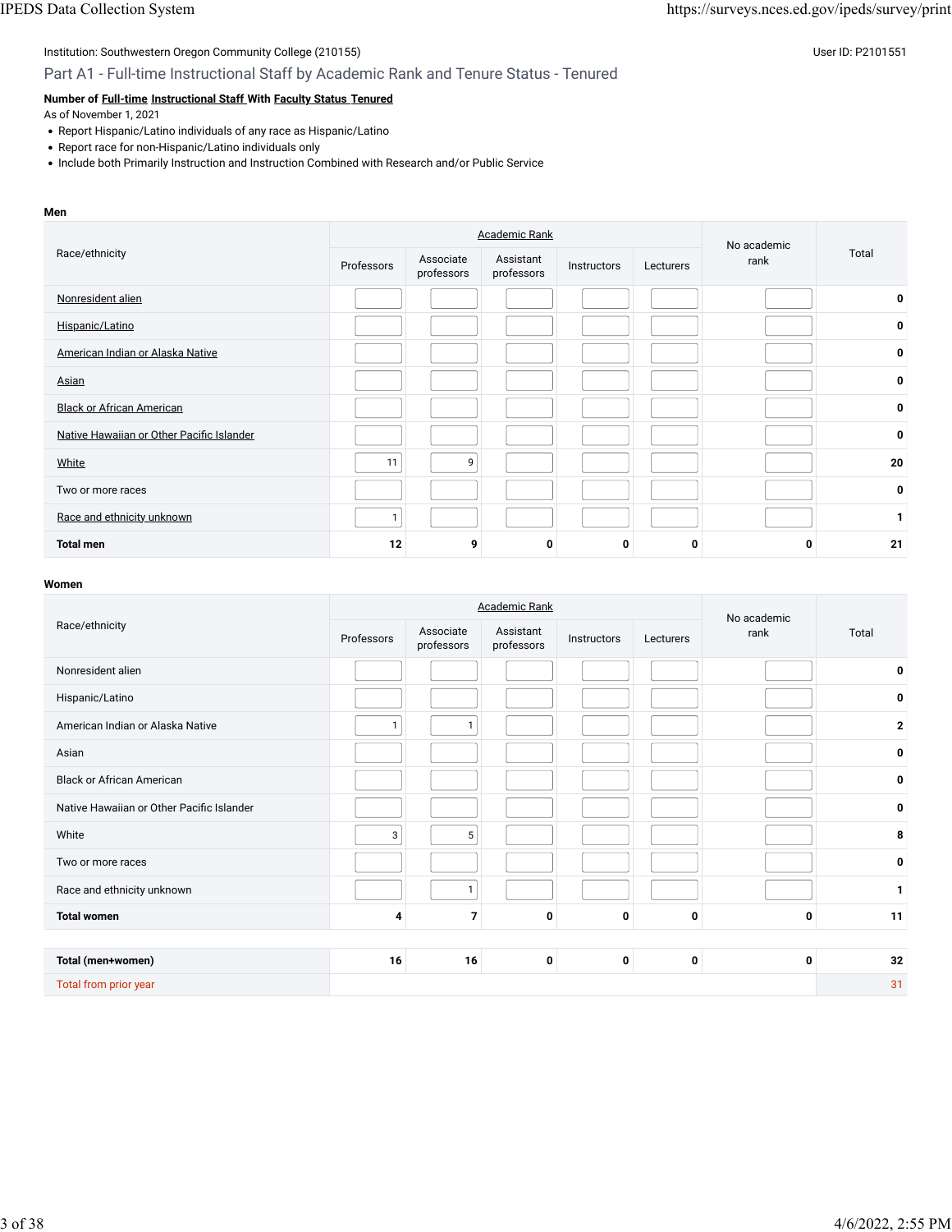Institution: Southwestern Oregon Community College (210155)

User ID: P2101551

## Part A1 - Full-time Instructional Staff by Academic Rank and Tenure Status - Tenured

**Number of Full-time Instructional Staff With Faculty Status Tenured**

As of November 1, 2021

- Report Hispanic/Latino individuals of any race as Hispanic/Latino
- Report race for non-Hispanic/Latino individuals only
- Include both Primarily Instruction and Instruction Combined with Research and/or Public Service

**Men**

| Race/ethnicity | Academic Rank | | | | | No academic rank | Total |
|---|---|---|---|---|---|---|---|
| | Professors | Associate professors | Assistant professors | Instructors | Lecturers | | |
| Nonresident alien | | | | | | | 0 |
| Hispanic/Latino | | | | | | | 0 |
| American Indian or Alaska Native | | | | | | | 0 |
| Asian | | | | | | | 0 |
| Black or African American | | | | | | | 0 |
| Native Hawaiian or Other Pacific Islander | | | | | | | 0 |
| White | 11 | 9 | | | | | 20 |
| Two or more races | | | | | | | 0 |
| Race and ethnicity unknown | 1 | | | | | | 1 |
| **Total men** | **12** | **9** | **0** | **0** | **0** | **0** | **21** |

**Women**

| Race/ethnicity | Academic Rank | | | | | No academic rank | Total |
|---|---|---|---|---|---|---|---|
| | Professors | Associate professors | Assistant professors | Instructors | Lecturers | | |
| Nonresident alien | | | | | | | 0 |
| Hispanic/Latino | | | | | | | 0 |
| American Indian or Alaska Native | 1 | 1 | | | | | 2 |
| Asian | | | | | | | 0 |
| Black or African American | | | | | | | 0 |
| Native Hawaiian or Other Pacific Islander | | | | | | | 0 |
| White | 3 | 5 | | | | | 8 |
| Two or more races | | | | | | | 0 |
| Race and ethnicity unknown | | 1 | | | | | 1 |
| **Total women** | **4** | **7** | **0** | **0** | **0** | **0** | **11** |

| | Professors | Associate professors | Assistant professors | Instructors | Lecturers | No academic rank | Total |
|---|---|---|---|---|---|---|---|
| **Total (men+women)** | **16** | **16** | **0** | **0** | **0** | **0** | **32** |
| Total from prior year | | | | | | | 31 |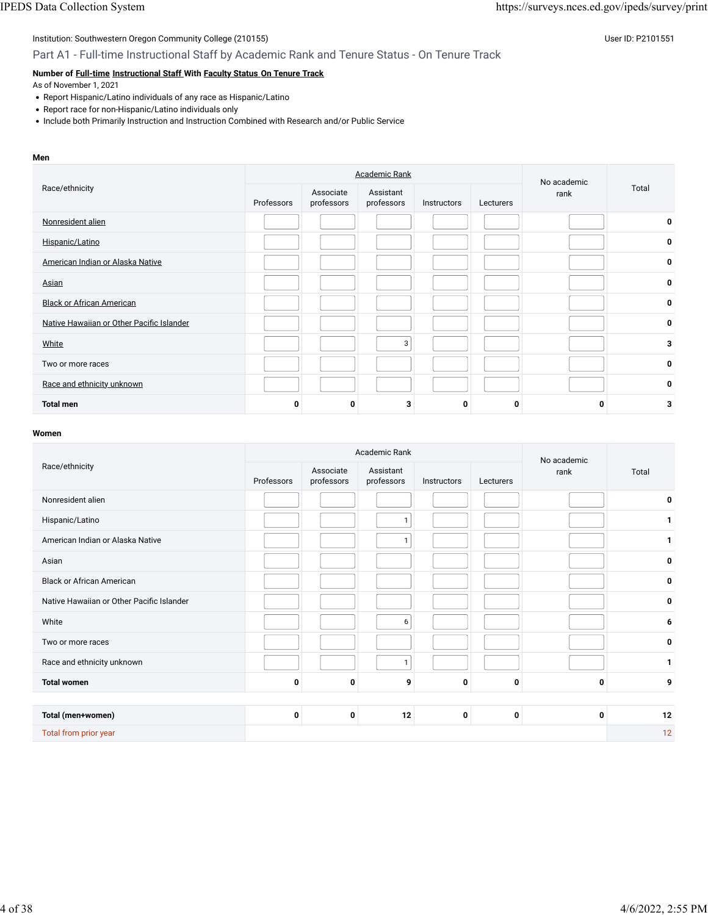Institution: Southwestern Oregon Community College (210155)

User ID: P2101551

## Part A1 - Full-time Instructional Staff by Academic Rank and Tenure Status - On Tenure Track

**Number of Full-time Instructional Staff With Faculty Status On Tenure Track**

As of November 1, 2021

- Report Hispanic/Latino individuals of any race as Hispanic/Latino
- Report race for non-Hispanic/Latino individuals only
- Include both Primarily Instruction and Instruction Combined with Research and/or Public Service

**Men**

| Race/ethnicity | Academic Rank | | | | | No academic rank | Total |
|---|---|---|---|---|---|---|---|
| | Professors | Associate professors | Assistant professors | Instructors | Lecturers | | |
| Nonresident alien | | | | | | | 0 |
| Hispanic/Latino | | | | | | | 0 |
| American Indian or Alaska Native | | | | | | | 0 |
| Asian | | | | | | | 0 |
| Black or African American | | | | | | | 0 |
| Native Hawaiian or Other Pacific Islander | | | | | | | 0 |
| White | | | 3 | | | | 3 |
| Two or more races | | | | | | | 0 |
| Race and ethnicity unknown | | | | | | | 0 |
| **Total men** | 0 | 0 | 3 | 0 | 0 | 0 | 3 |

**Women**

| Race/ethnicity | Academic Rank | | | | | No academic rank | Total |
|---|---|---|---|---|---|---|---|
| | Professors | Associate professors | Assistant professors | Instructors | Lecturers | | |
| Nonresident alien | | | | | | | 0 |
| Hispanic/Latino | | | 1 | | | | 1 |
| American Indian or Alaska Native | | | 1 | | | | 1 |
| Asian | | | | | | | 0 |
| Black or African American | | | | | | | 0 |
| Native Hawaiian or Other Pacific Islander | | | | | | | 0 |
| White | | | 6 | | | | 6 |
| Two or more races | | | | | | | 0 |
| Race and ethnicity unknown | | | 1 | | | | 1 |
| **Total women** | 0 | 0 | 9 | 0 | 0 | 0 | 9 |

| | Professors | Associate professors | Assistant professors | Instructors | Lecturers | No academic rank | Total |
|---|---|---|---|---|---|---|---|
| **Total (men+women)** | 0 | 0 | 12 | 0 | 0 | 0 | 12 |
| Total from prior year | | | | | | | 12 |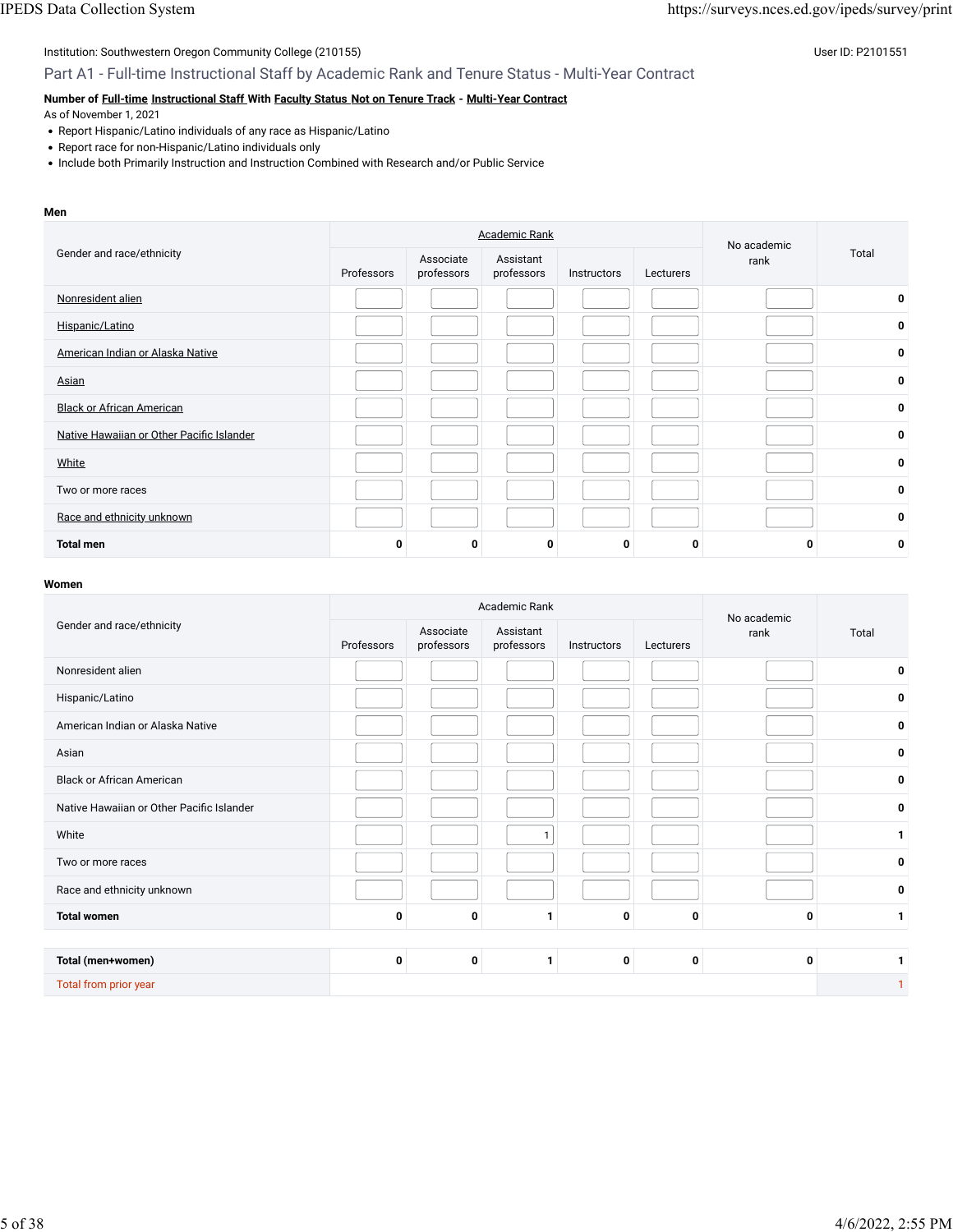Institution: Southwestern Oregon Community College (210155)

User ID: P2101551

## Part A1 - Full-time Instructional Staff by Academic Rank and Tenure Status - Multi-Year Contract

**Number of Full-time Instructional Staff With Faculty Status Not on Tenure Track - Multi-Year Contract**

As of November 1, 2021

- Report Hispanic/Latino individuals of any race as Hispanic/Latino
- Report race for non-Hispanic/Latino individuals only
- Include both Primarily Instruction and Instruction Combined with Research and/or Public Service

**Men**

| Gender and race/ethnicity | Academic Rank | | | | | No academic rank | Total |
|---|---|---|---|---|---|---|---|
| | Professors | Associate professors | Assistant professors | Instructors | Lecturers | | |
| Nonresident alien | | | | | | | 0 |
| Hispanic/Latino | | | | | | | 0 |
| American Indian or Alaska Native | | | | | | | 0 |
| Asian | | | | | | | 0 |
| Black or African American | | | | | | | 0 |
| Native Hawaiian or Other Pacific Islander | | | | | | | 0 |
| White | | | | | | | 0 |
| Two or more races | | | | | | | 0 |
| Race and ethnicity unknown | | | | | | | 0 |
| **Total men** | 0 | 0 | 0 | 0 | 0 | 0 | 0 |

**Women**

| Gender and race/ethnicity | Academic Rank | | | | | No academic rank | Total |
|---|---|---|---|---|---|---|---|
| | Professors | Associate professors | Assistant professors | Instructors | Lecturers | | |
| Nonresident alien | | | | | | | 0 |
| Hispanic/Latino | | | | | | | 0 |
| American Indian or Alaska Native | | | | | | | 0 |
| Asian | | | | | | | 0 |
| Black or African American | | | | | | | 0 |
| Native Hawaiian or Other Pacific Islander | | | | | | | 0 |
| White | | | 1 | | | | 1 |
| Two or more races | | | | | | | 0 |
| Race and ethnicity unknown | | | | | | | 0 |
| **Total women** | 0 | 0 | 1 | 0 | 0 | 0 | 1 |

| | Professors | Associate professors | Assistant professors | Instructors | Lecturers | No academic rank | Total |
|---|---|---|---|---|---|---|---|
| **Total (men+women)** | 0 | 0 | 1 | 0 | 0 | 0 | 1 |
| Total from prior year | | | | | | | 1 |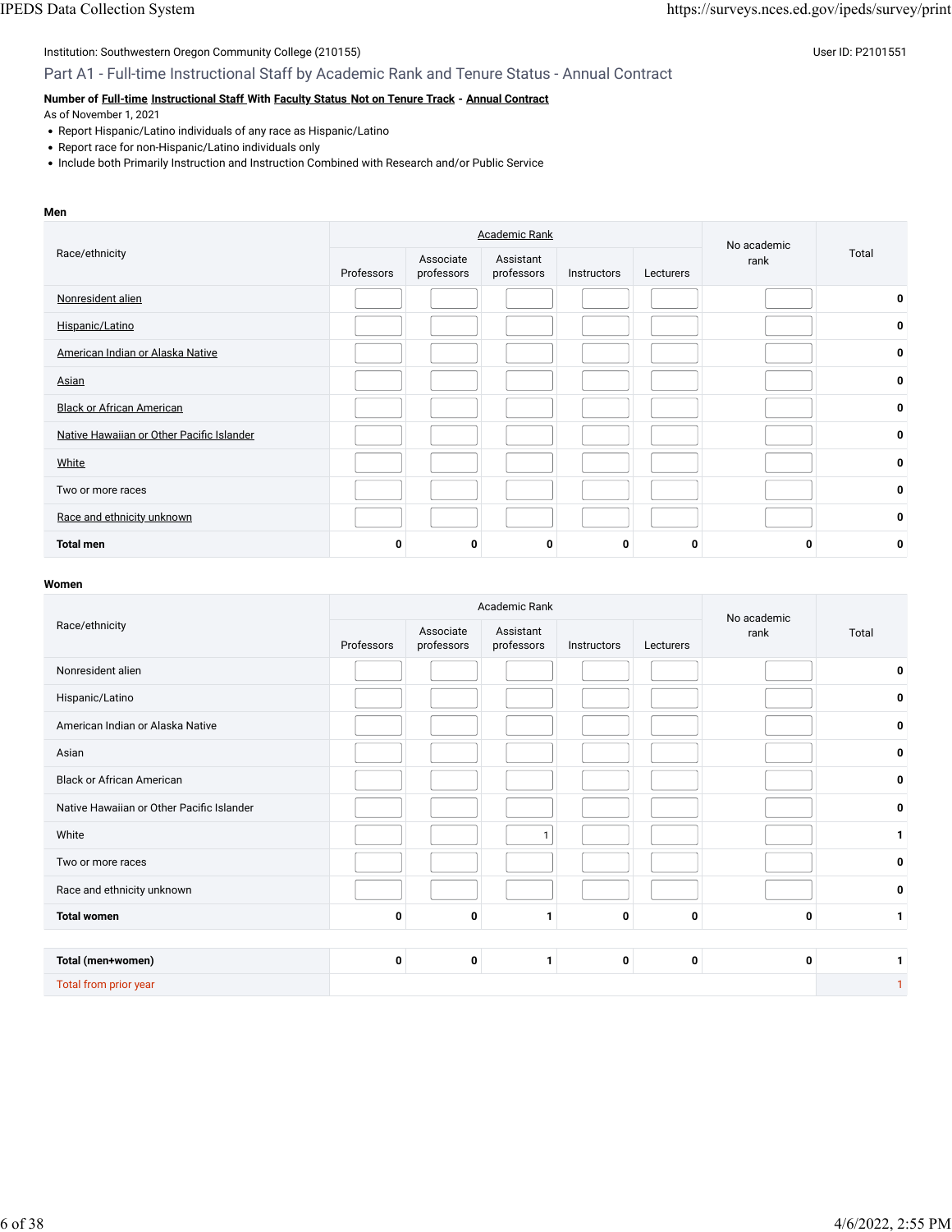Institution: Southwestern Oregon Community College (210155)

User ID: P2101551

## Part A1 - Full-time Instructional Staff by Academic Rank and Tenure Status - Annual Contract

**Number of Full-time Instructional Staff With Faculty Status Not on Tenure Track - Annual Contract**

As of November 1, 2021

- Report Hispanic/Latino individuals of any race as Hispanic/Latino
- Report race for non-Hispanic/Latino individuals only
- Include both Primarily Instruction and Instruction Combined with Research and/or Public Service

**Men**

| Race/ethnicity | Academic Rank | | | | | No academic rank | Total |
|---|---|---|---|---|---|---|---|
| | Professors | Associate professors | Assistant professors | Instructors | Lecturers | | |
| Nonresident alien | | | | | | | 0 |
| Hispanic/Latino | | | | | | | 0 |
| American Indian or Alaska Native | | | | | | | 0 |
| Asian | | | | | | | 0 |
| Black or African American | | | | | | | 0 |
| Native Hawaiian or Other Pacific Islander | | | | | | | 0 |
| White | | | | | | | 0 |
| Two or more races | | | | | | | 0 |
| Race and ethnicity unknown | | | | | | | 0 |
| **Total men** | 0 | 0 | 0 | 0 | 0 | 0 | 0 |

**Women**

| Race/ethnicity | Academic Rank | | | | | No academic rank | Total |
|---|---|---|---|---|---|---|---|
| | Professors | Associate professors | Assistant professors | Instructors | Lecturers | | |
| Nonresident alien | | | | | | | 0 |
| Hispanic/Latino | | | | | | | 0 |
| American Indian or Alaska Native | | | | | | | 0 |
| Asian | | | | | | | 0 |
| Black or African American | | | | | | | 0 |
| Native Hawaiian or Other Pacific Islander | | | | | | | 0 |
| White | | | 1 | | | | 1 |
| Two or more races | | | | | | | 0 |
| Race and ethnicity unknown | | | | | | | 0 |
| **Total women** | 0 | 0 | 1 | 0 | 0 | 0 | 1 |

| | Professors | Associate professors | Assistant professors | Instructors | Lecturers | No academic rank | Total |
|---|---|---|---|---|---|---|---|
| **Total (men+women)** | 0 | 0 | 1 | 0 | 0 | 0 | 1 |
| Total from prior year | | | | | | | 1 |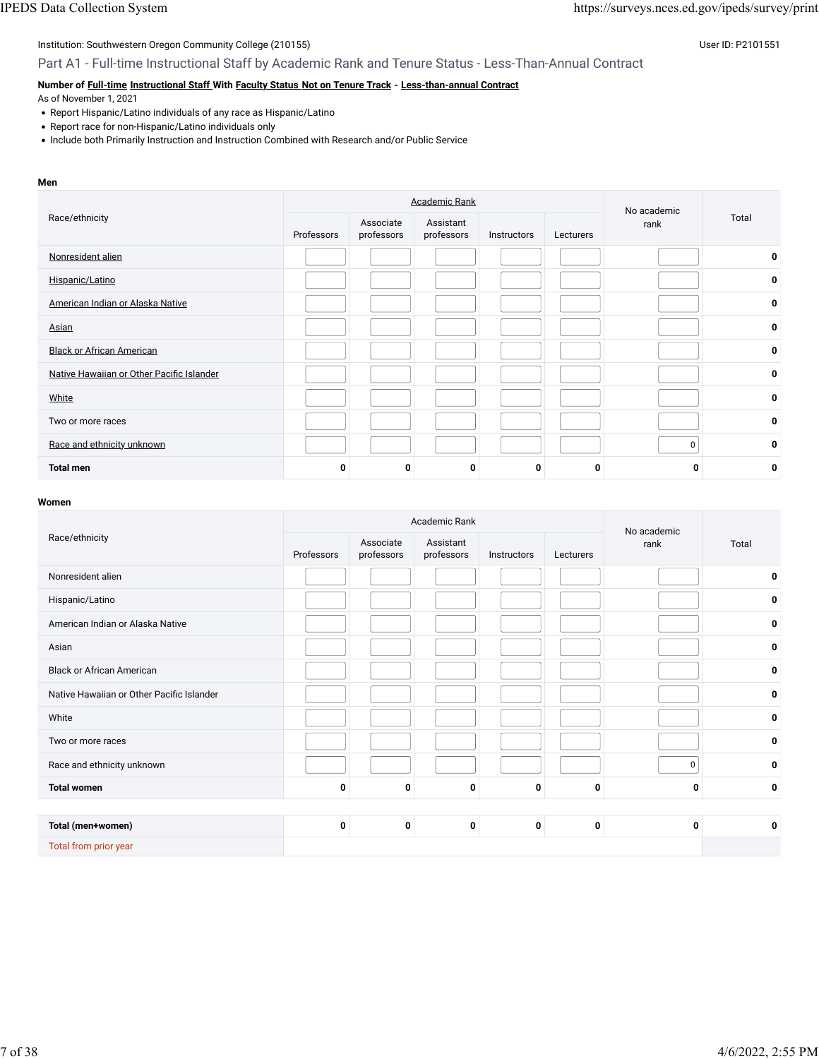Institution: Southwestern Oregon Community College (210155)

User ID: P2101551

## Part A1 - Full-time Instructional Staff by Academic Rank and Tenure Status - Less-Than-Annual Contract

**Number of Full-time Instructional Staff With Faculty Status Not on Tenure Track - Less-than-annual Contract**

As of November 1, 2021

- Report Hispanic/Latino individuals of any race as Hispanic/Latino
- Report race for non-Hispanic/Latino individuals only
- Include both Primarily Instruction and Instruction Combined with Research and/or Public Service

**Men**

| Race/ethnicity | Academic Rank | | | | | No academic rank | Total |
|---|---|---|---|---|---|---|---|
| | Professors | Associate professors | Assistant professors | Instructors | Lecturers | | |
| Nonresident alien | | | | | | | 0 |
| Hispanic/Latino | | | | | | | 0 |
| American Indian or Alaska Native | | | | | | | 0 |
| Asian | | | | | | | 0 |
| Black or African American | | | | | | | 0 |
| Native Hawaiian or Other Pacific Islander | | | | | | | 0 |
| White | | | | | | | 0 |
| Two or more races | | | | | | | 0 |
| Race and ethnicity unknown | | | | | | 0 | 0 |
| **Total men** | **0** | **0** | **0** | **0** | **0** | **0** | **0** |

**Women**

| Race/ethnicity | Academic Rank | | | | | No academic rank | Total |
|---|---|---|---|---|---|---|---|
| | Professors | Associate professors | Assistant professors | Instructors | Lecturers | | |
| Nonresident alien | | | | | | | 0 |
| Hispanic/Latino | | | | | | | 0 |
| American Indian or Alaska Native | | | | | | | 0 |
| Asian | | | | | | | 0 |
| Black or African American | | | | | | | 0 |
| Native Hawaiian or Other Pacific Islander | | | | | | | 0 |
| White | | | | | | | 0 |
| Two or more races | | | | | | | 0 |
| Race and ethnicity unknown | | | | | | 0 | 0 |
| **Total women** | **0** | **0** | **0** | **0** | **0** | **0** | **0** |
| | | | | | | | |
| **Total (men+women)** | **0** | **0** | **0** | **0** | **0** | **0** | **0** |
| Total from prior year | | | | | | | |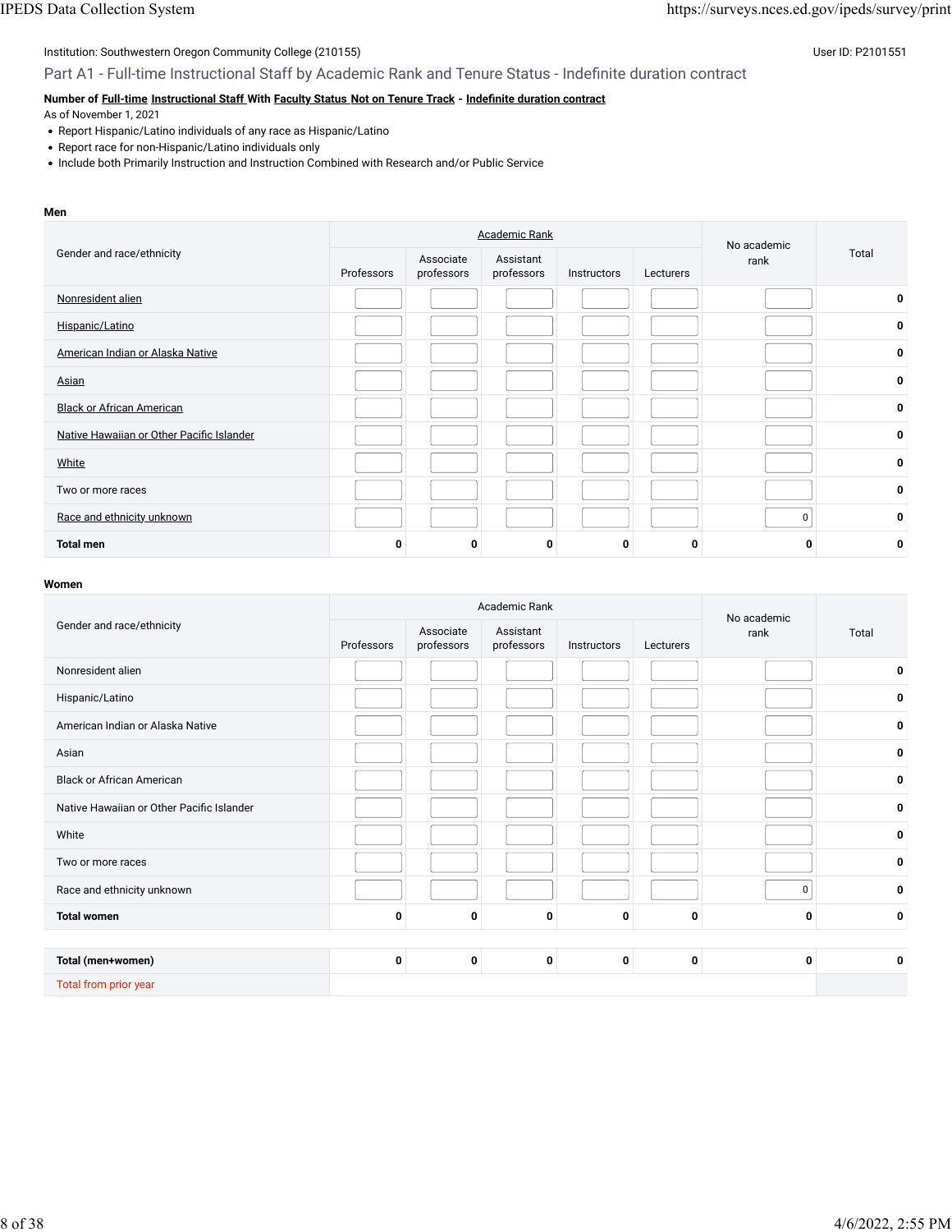Institution: Southwestern Oregon Community College (210155)

User ID: P2101551

## Part A1 - Full-time Instructional Staff by Academic Rank and Tenure Status - Indefinite duration contract

**Number of Full-time Instructional Staff With Faculty Status Not on Tenure Track - Indefinite duration contract**

As of November 1, 2021

- Report Hispanic/Latino individuals of any race as Hispanic/Latino
- Report race for non-Hispanic/Latino individuals only
- Include both Primarily Instruction and Instruction Combined with Research and/or Public Service

**Men**

| Gender and race/ethnicity | Academic Rank | | | | | No academic rank | Total |
|---|---|---|---|---|---|---|---|
| | Professors | Associate professors | Assistant professors | Instructors | Lecturers | | |
| Nonresident alien | | | | | | | 0 |
| Hispanic/Latino | | | | | | | 0 |
| American Indian or Alaska Native | | | | | | | 0 |
| Asian | | | | | | | 0 |
| Black or African American | | | | | | | 0 |
| Native Hawaiian or Other Pacific Islander | | | | | | | 0 |
| White | | | | | | | 0 |
| Two or more races | | | | | | | 0 |
| Race and ethnicity unknown | | | | | | 0 | 0 |
| **Total men** | **0** | **0** | **0** | **0** | **0** | **0** | **0** |

**Women**

| Gender and race/ethnicity | Academic Rank | | | | | No academic rank | Total |
|---|---|---|---|---|---|---|---|
| | Professors | Associate professors | Assistant professors | Instructors | Lecturers | | |
| Nonresident alien | | | | | | | 0 |
| Hispanic/Latino | | | | | | | 0 |
| American Indian or Alaska Native | | | | | | | 0 |
| Asian | | | | | | | 0 |
| Black or African American | | | | | | | 0 |
| Native Hawaiian or Other Pacific Islander | | | | | | | 0 |
| White | | | | | | | 0 |
| Two or more races | | | | | | | 0 |
| Race and ethnicity unknown | | | | | | 0 | 0 |
| **Total women** | **0** | **0** | **0** | **0** | **0** | **0** | **0** |
| | | | | | | | |
| **Total (men+women)** | **0** | **0** | **0** | **0** | **0** | **0** | **0** |
| Total from prior year | | | | | | | |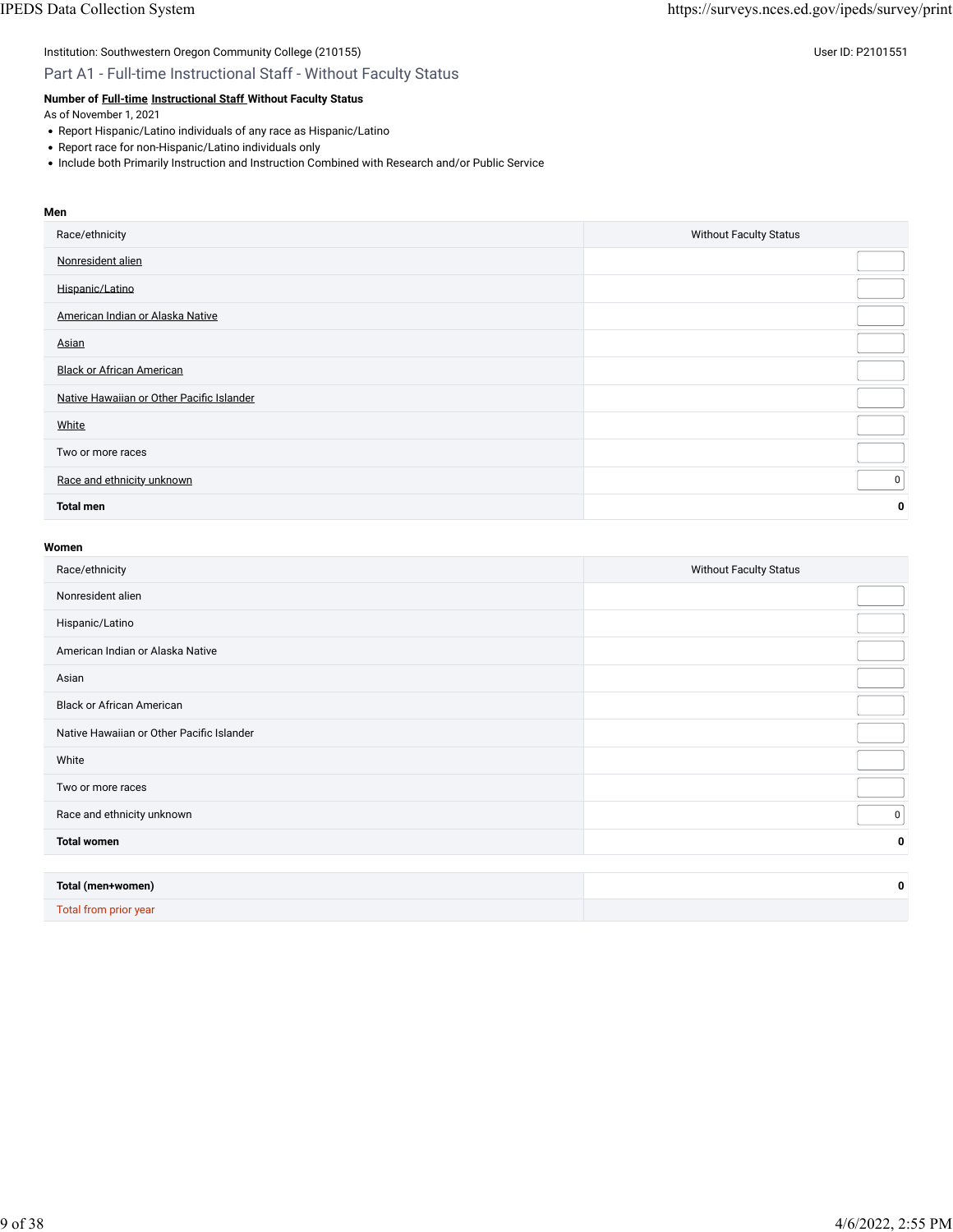Institution: Southwestern Oregon Community College (210155)

User ID: P2101551

## Part A1 - Full-time Instructional Staff - Without Faculty Status

**Number of Full-time Instructional Staff Without Faculty Status**

As of November 1, 2021

- Report Hispanic/Latino individuals of any race as Hispanic/Latino
- Report race for non-Hispanic/Latino individuals only
- Include both Primarily Instruction and Instruction Combined with Research and/or Public Service

**Men**

| Race/ethnicity | Without Faculty Status |
|---|---|
| Nonresident alien | |
| Hispanic/Latino | |
| American Indian or Alaska Native | |
| Asian | |
| Black or African American | |
| Native Hawaiian or Other Pacific Islander | |
| White | |
| Two or more races | |
| Race and ethnicity unknown | 0 |
| **Total men** | **0** |

**Women**

| Race/ethnicity | Without Faculty Status |
|---|---|
| Nonresident alien | |
| Hispanic/Latino | |
| American Indian or Alaska Native | |
| Asian | |
| Black or African American | |
| Native Hawaiian or Other Pacific Islander | |
| White | |
| Two or more races | |
| Race and ethnicity unknown | 0 |
| **Total women** | **0** |

| | |
|---|---|
| **Total (men+women)** | **0** |
| Total from prior year | |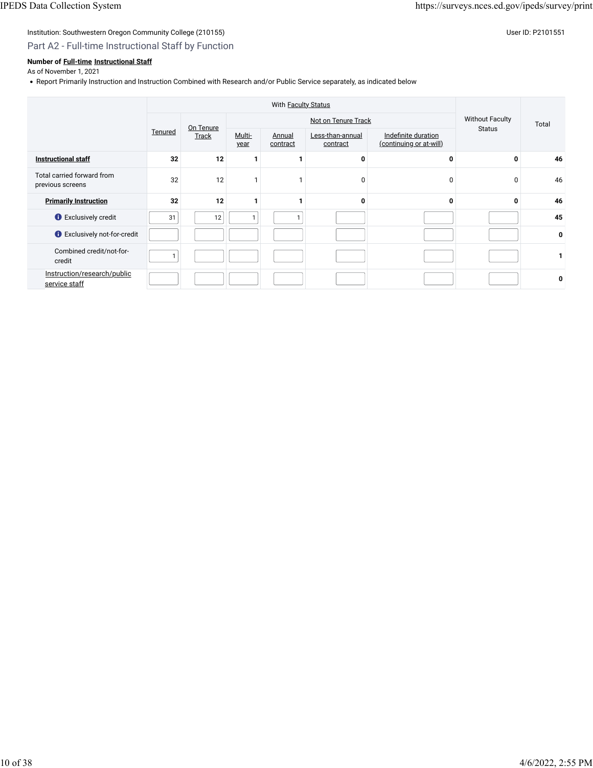Institution: Southwestern Oregon Community College (210155)

User ID: P2101551

## Part A2 - Full-time Instructional Staff by Function

**Number of Full-time Instructional Staff**

As of November 1, 2021

- Report Primarily Instruction and Instruction Combined with Research and/or Public Service separately, as indicated below

| | With Faculty Status | | | | | | Without Faculty Status | Total |
|---|---|---|---|---|---|---|---|---|
| | Tenured | On Tenure Track | Not on Tenure Track | | | | | |
| | | | Multi-year | Annual contract | Less-than-annual contract | Indefinite duration (continuing or at-will) | | |
| **Instructional staff** | **32** | **12** | **1** | **1** | **0** | **0** | **0** | **46** |
| Total carried forward from previous screens | 32 | 12 | 1 | 1 | 0 | 0 | 0 | 46 |
| **Primarily Instruction** | **32** | **12** | **1** | **1** | **0** | **0** | **0** | **46** |
| Exclusively credit | 31 | 12 | 1 | 1 | | | | **45** |
| Exclusively not-for-credit | | | | | | | | **0** |
| Combined credit/not-for-credit | 1 | | | | | | | **1** |
| Instruction/research/public service staff | | | | | | | | **0** |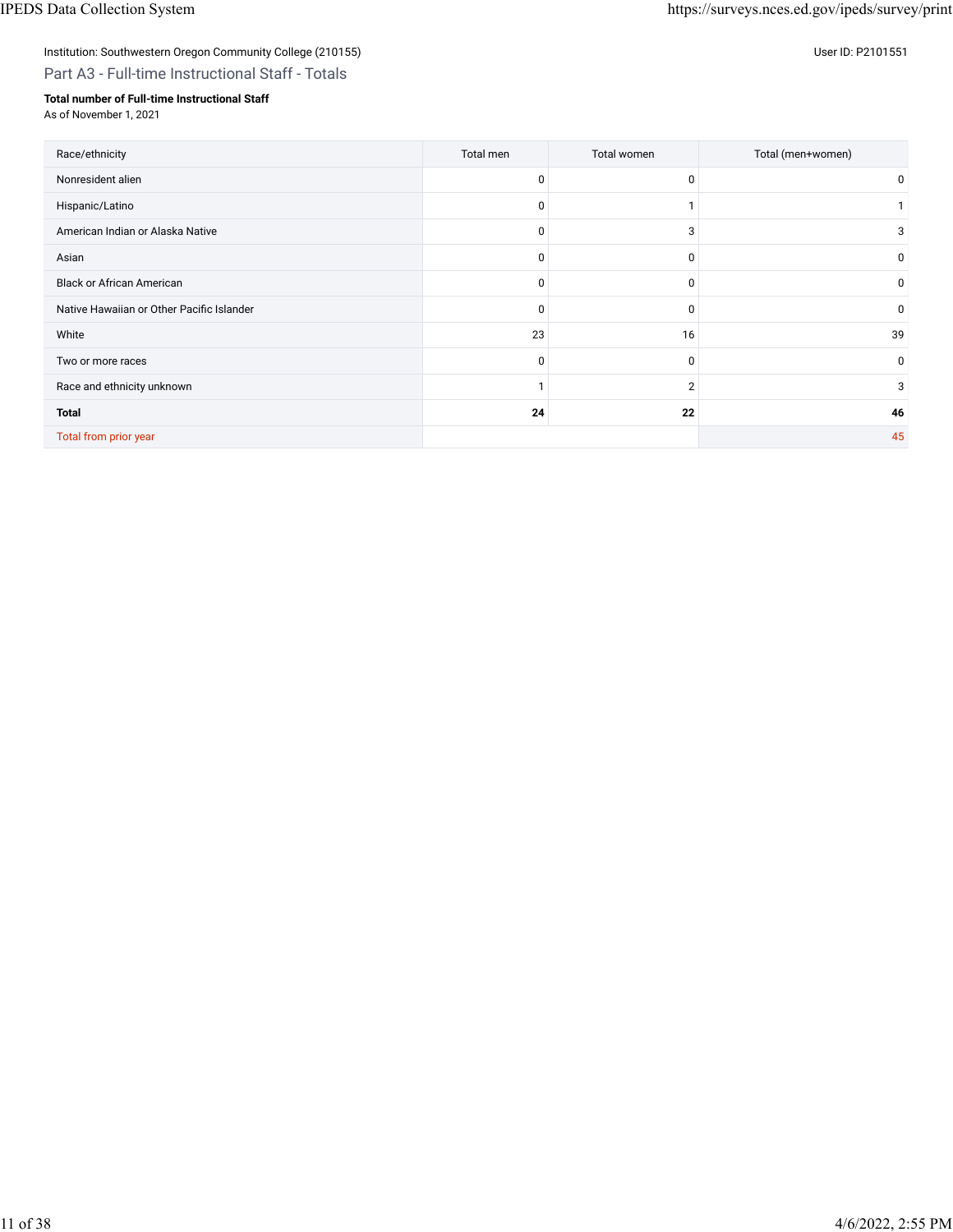Institution: Southwestern Oregon Community College (210155)

User ID: P2101551

## Part A3 - Full-time Instructional Staff - Totals

**Total number of Full-time Instructional Staff**
As of November 1, 2021

| Race/ethnicity | Total men | Total women | Total (men+women) |
|---|---|---|---|
| Nonresident alien | 0 | 0 | 0 |
| Hispanic/Latino | 0 | 1 | 1 |
| American Indian or Alaska Native | 0 | 3 | 3 |
| Asian | 0 | 0 | 0 |
| Black or African American | 0 | 0 | 0 |
| Native Hawaiian or Other Pacific Islander | 0 | 0 | 0 |
| White | 23 | 16 | 39 |
| Two or more races | 0 | 0 | 0 |
| Race and ethnicity unknown | 1 | 2 | 3 |
| **Total** | **24** | **22** | **46** |
| Total from prior year | | | 45 |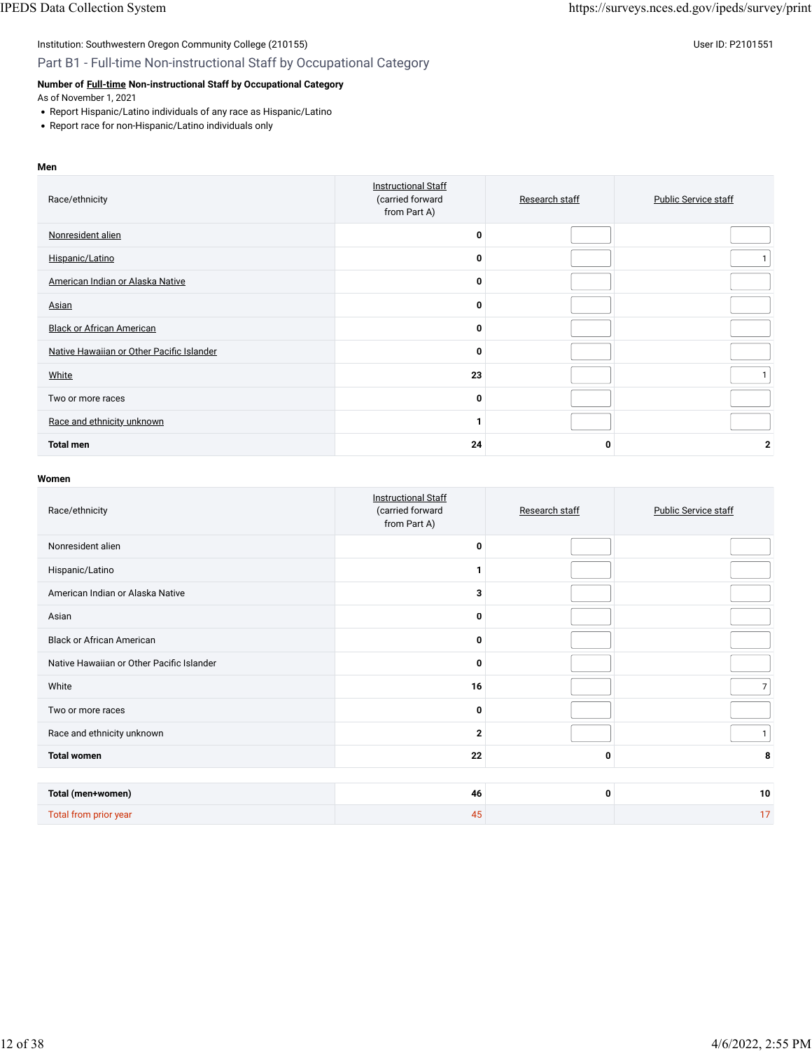Institution: Southwestern Oregon Community College (210155)

User ID: P2101551

## Part B1 - Full-time Non-instructional Staff by Occupational Category

**Number of Full-time Non-instructional Staff by Occupational Category**

As of November 1, 2021

- Report Hispanic/Latino individuals of any race as Hispanic/Latino
- Report race for non-Hispanic/Latino individuals only

**Men**

| Race/ethnicity | Instructional Staff (carried forward from Part A) | Research staff | Public Service staff |
|---|---|---|---|
| Nonresident alien | 0 | | |
| Hispanic/Latino | 0 | | 1 |
| American Indian or Alaska Native | 0 | | |
| Asian | 0 | | |
| Black or African American | 0 | | |
| Native Hawaiian or Other Pacific Islander | 0 | | |
| White | 23 | | 1 |
| Two or more races | 0 | | |
| Race and ethnicity unknown | 1 | | |
| **Total men** | 24 | 0 | 2 |

**Women**

| Race/ethnicity | Instructional Staff (carried forward from Part A) | Research staff | Public Service staff |
|---|---|---|---|
| Nonresident alien | 0 | | |
| Hispanic/Latino | 1 | | |
| American Indian or Alaska Native | 3 | | |
| Asian | 0 | | |
| Black or African American | 0 | | |
| Native Hawaiian or Other Pacific Islander | 0 | | |
| White | 16 | | 7 |
| Two or more races | 0 | | |
| Race and ethnicity unknown | 2 | | 1 |
| **Total women** | 22 | 0 | 8 |

| | | | |
|---|---|---|---|
| **Total (men+women)** | 46 | 0 | 10 |
| Total from prior year | 45 | | 17 |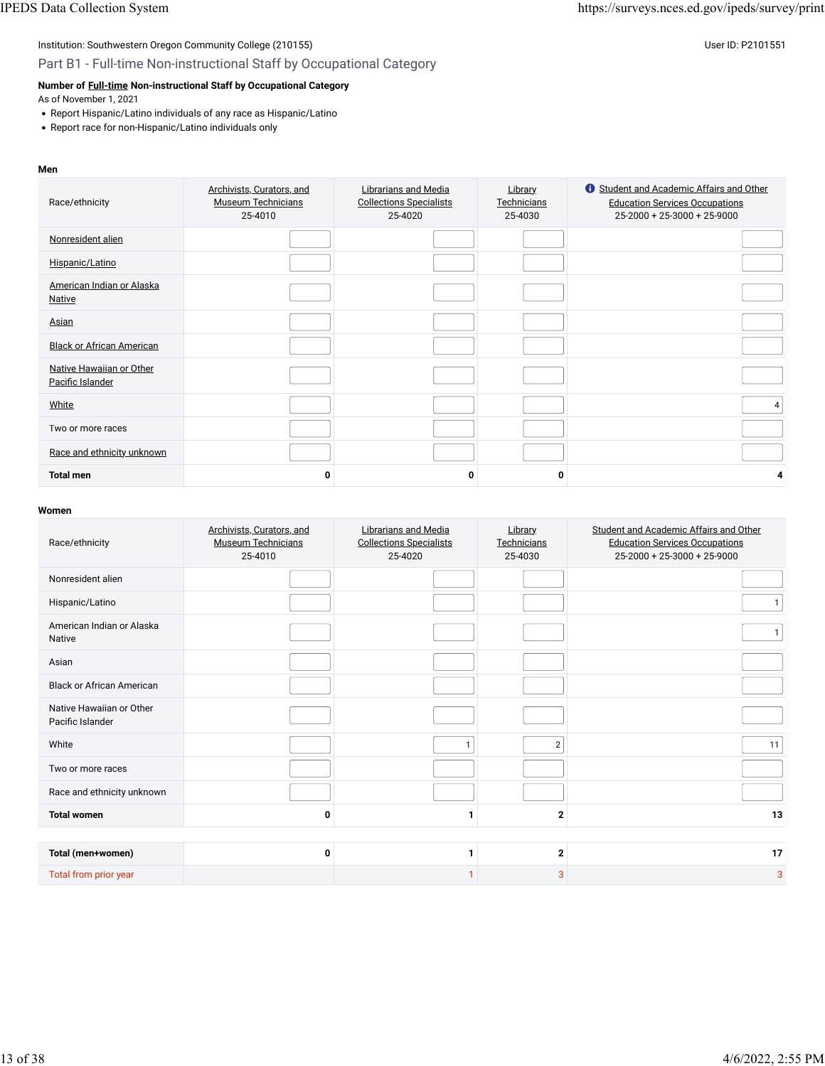Institution: Southwestern Oregon Community College (210155)

User ID: P2101551

## Part B1 - Full-time Non-instructional Staff by Occupational Category

**Number of Full-time Non-instructional Staff by Occupational Category**

As of November 1, 2021

- Report Hispanic/Latino individuals of any race as Hispanic/Latino
- Report race for non-Hispanic/Latino individuals only

**Men**

| Race/ethnicity | Archivists, Curators, and Museum Technicians 25-4010 | Librarians and Media Collections Specialists 25-4020 | Library Technicians 25-4030 | Student and Academic Affairs and Other Education Services Occupations 25-2000 + 25-3000 + 25-9000 |
|---|---|---|---|---|
| Nonresident alien | | | | |
| Hispanic/Latino | | | | |
| American Indian or Alaska Native | | | | |
| Asian | | | | |
| Black or African American | | | | |
| Native Hawaiian or Other Pacific Islander | | | | |
| White | | | | 4 |
| Two or more races | | | | |
| Race and ethnicity unknown | | | | |
| **Total men** | **0** | **0** | **0** | **4** |

**Women**

| Race/ethnicity | Archivists, Curators, and Museum Technicians 25-4010 | Librarians and Media Collections Specialists 25-4020 | Library Technicians 25-4030 | Student and Academic Affairs and Other Education Services Occupations 25-2000 + 25-3000 + 25-9000 |
|---|---|---|---|---|
| Nonresident alien | | | | |
| Hispanic/Latino | | | | 1 |
| American Indian or Alaska Native | | | | 1 |
| Asian | | | | |
| Black or African American | | | | |
| Native Hawaiian or Other Pacific Islander | | | | |
| White | | 1 | 2 | 11 |
| Two or more races | | | | |
| Race and ethnicity unknown | | | | |
| **Total women** | **0** | **1** | **2** | **13** |
| **Total (men+women)** | **0** | **1** | **2** | **17** |
| Total from prior year | | 1 | 3 | 3 |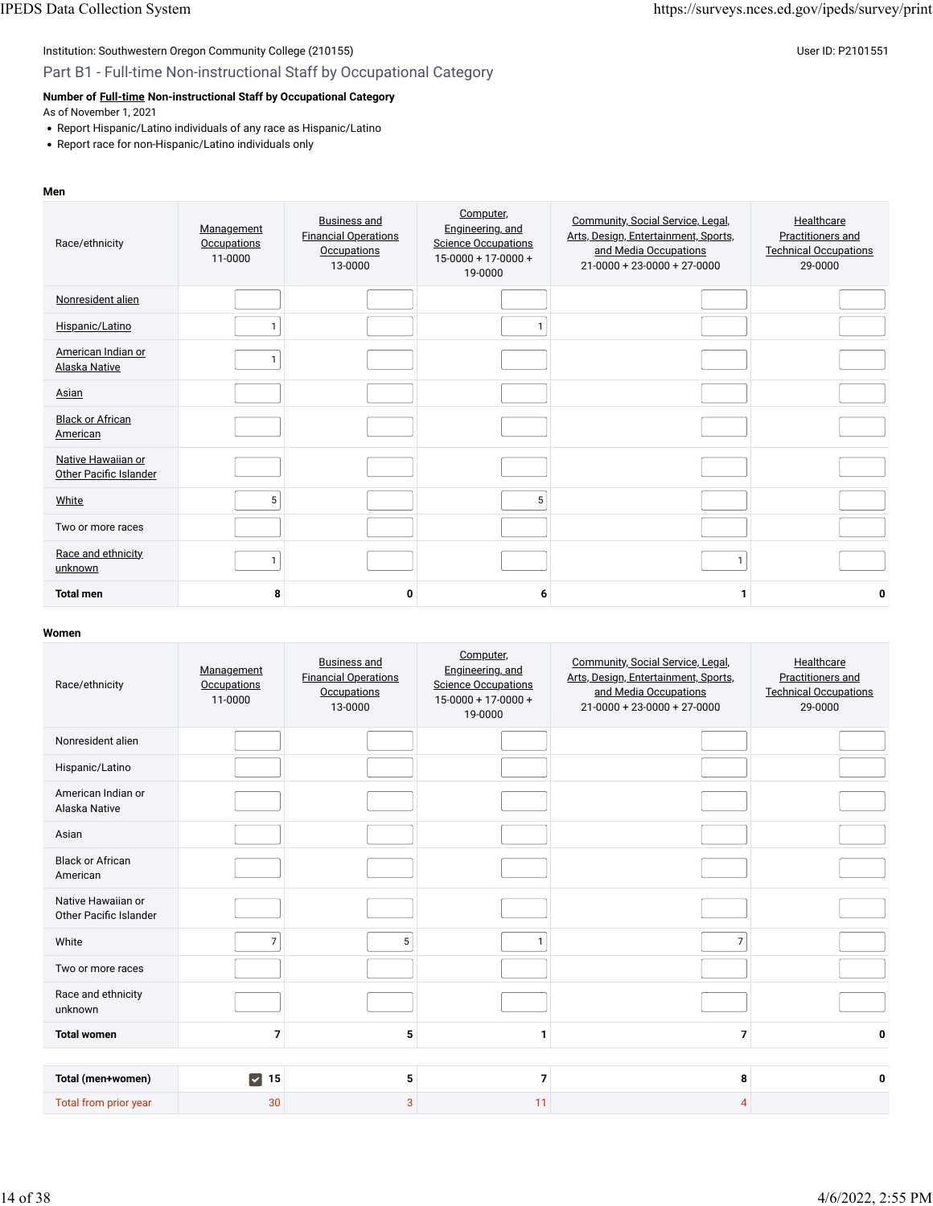Institution: Southwestern Oregon Community College (210155)

User ID: P2101551

## Part B1 - Full-time Non-instructional Staff by Occupational Category

**Number of Full-time Non-instructional Staff by Occupational Category**

As of November 1, 2021

- Report Hispanic/Latino individuals of any race as Hispanic/Latino
- Report race for non-Hispanic/Latino individuals only

**Men**

| Race/ethnicity | Management Occupations 11-0000 | Business and Financial Operations Occupations 13-0000 | Computer, Engineering, and Science Occupations 15-0000 + 17-0000 + 19-0000 | Community, Social Service, Legal, Arts, Design, Entertainment, Sports, and Media Occupations 21-0000 + 23-0000 + 27-0000 | Healthcare Practitioners and Technical Occupations 29-0000 |
|---|---|---|---|---|---|
| Nonresident alien | | | | | |
| Hispanic/Latino | 1 | | 1 | | |
| American Indian or Alaska Native | 1 | | | | |
| Asian | | | | | |
| Black or African American | | | | | |
| Native Hawaiian or Other Pacific Islander | | | | | |
| White | 5 | | 5 | | |
| Two or more races | | | | | |
| Race and ethnicity unknown | 1 | | | 1 | |
| **Total men** | **8** | **0** | **6** | **1** | **0** |

**Women**

| Race/ethnicity | Management Occupations 11-0000 | Business and Financial Operations Occupations 13-0000 | Computer, Engineering, and Science Occupations 15-0000 + 17-0000 + 19-0000 | Community, Social Service, Legal, Arts, Design, Entertainment, Sports, and Media Occupations 21-0000 + 23-0000 + 27-0000 | Healthcare Practitioners and Technical Occupations 29-0000 |
|---|---|---|---|---|---|
| Nonresident alien | | | | | |
| Hispanic/Latino | | | | | |
| American Indian or Alaska Native | | | | | |
| Asian | | | | | |
| Black or African American | | | | | |
| Native Hawaiian or Other Pacific Islander | | | | | |
| White | 7 | 5 | 1 | 7 | |
| Two or more races | | | | | |
| Race and ethnicity unknown | | | | | |
| **Total women** | **7** | **5** | **1** | **7** | **0** |
| **Total (men+women)** | **15** | **5** | **7** | **8** | **0** |
| Total from prior year | 30 | 3 | 11 | 4 | |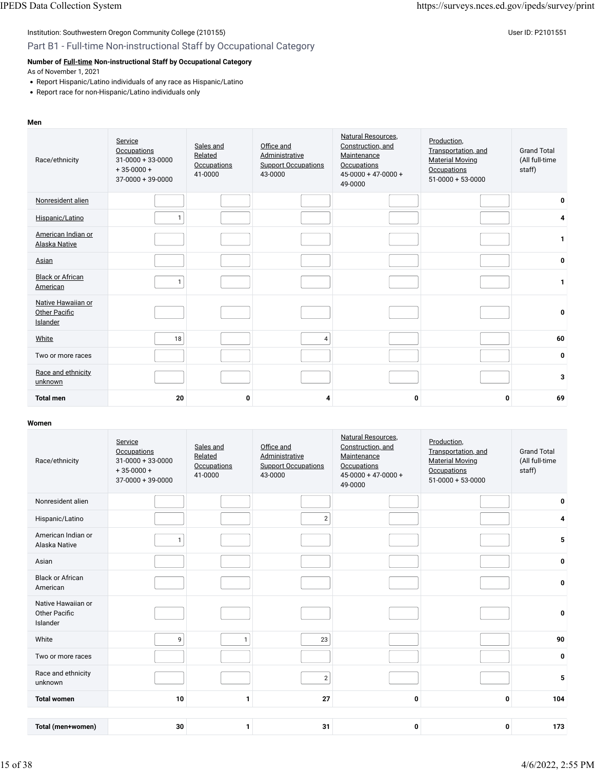Institution: Southwestern Oregon Community College (210155)

User ID: P2101551

## Part B1 - Full-time Non-instructional Staff by Occupational Category

**Number of Full-time Non-instructional Staff by Occupational Category**

As of November 1, 2021

- Report Hispanic/Latino individuals of any race as Hispanic/Latino
- Report race for non-Hispanic/Latino individuals only

**Men**

| Race/ethnicity | Service Occupations 31-0000 + 33-0000 + 35-0000 + 37-0000 + 39-0000 | Sales and Related Occupations 41-0000 | Office and Administrative Support Occupations 43-0000 | Natural Resources, Construction, and Maintenance Occupations 45-0000 + 47-0000 + 49-0000 | Production, Transportation, and Material Moving Occupations 51-0000 + 53-0000 | Grand Total (All full-time staff) |
|---|---|---|---|---|---|---|
| Nonresident alien | | | | | | 0 |
| Hispanic/Latino | 1 | | | | | 4 |
| American Indian or Alaska Native | | | | | | 1 |
| Asian | | | | | | 0 |
| Black or African American | 1 | | | | | 1 |
| Native Hawaiian or Other Pacific Islander | | | | | | 0 |
| White | 18 | | 4 | | | 60 |
| Two or more races | | | | | | 0 |
| Race and ethnicity unknown | | | | | | 3 |
| **Total men** | **20** | **0** | **4** | **0** | **0** | **69** |

**Women**

| Race/ethnicity | Service Occupations 31-0000 + 33-0000 + 35-0000 + 37-0000 + 39-0000 | Sales and Related Occupations 41-0000 | Office and Administrative Support Occupations 43-0000 | Natural Resources, Construction, and Maintenance Occupations 45-0000 + 47-0000 + 49-0000 | Production, Transportation, and Material Moving Occupations 51-0000 + 53-0000 | Grand Total (All full-time staff) |
|---|---|---|---|---|---|---|
| Nonresident alien | | | | | | 0 |
| Hispanic/Latino | | | 2 | | | 4 |
| American Indian or Alaska Native | 1 | | | | | 5 |
| Asian | | | | | | 0 |
| Black or African American | | | | | | 0 |
| Native Hawaiian or Other Pacific Islander | | | | | | 0 |
| White | 9 | 1 | 23 | | | 90 |
| Two or more races | | | | | | 0 |
| Race and ethnicity unknown | | | 2 | | | 5 |
| **Total women** | **10** | **1** | **27** | **0** | **0** | **104** |
| **Total (men+women)** | **30** | **1** | **31** | **0** | **0** | **173** |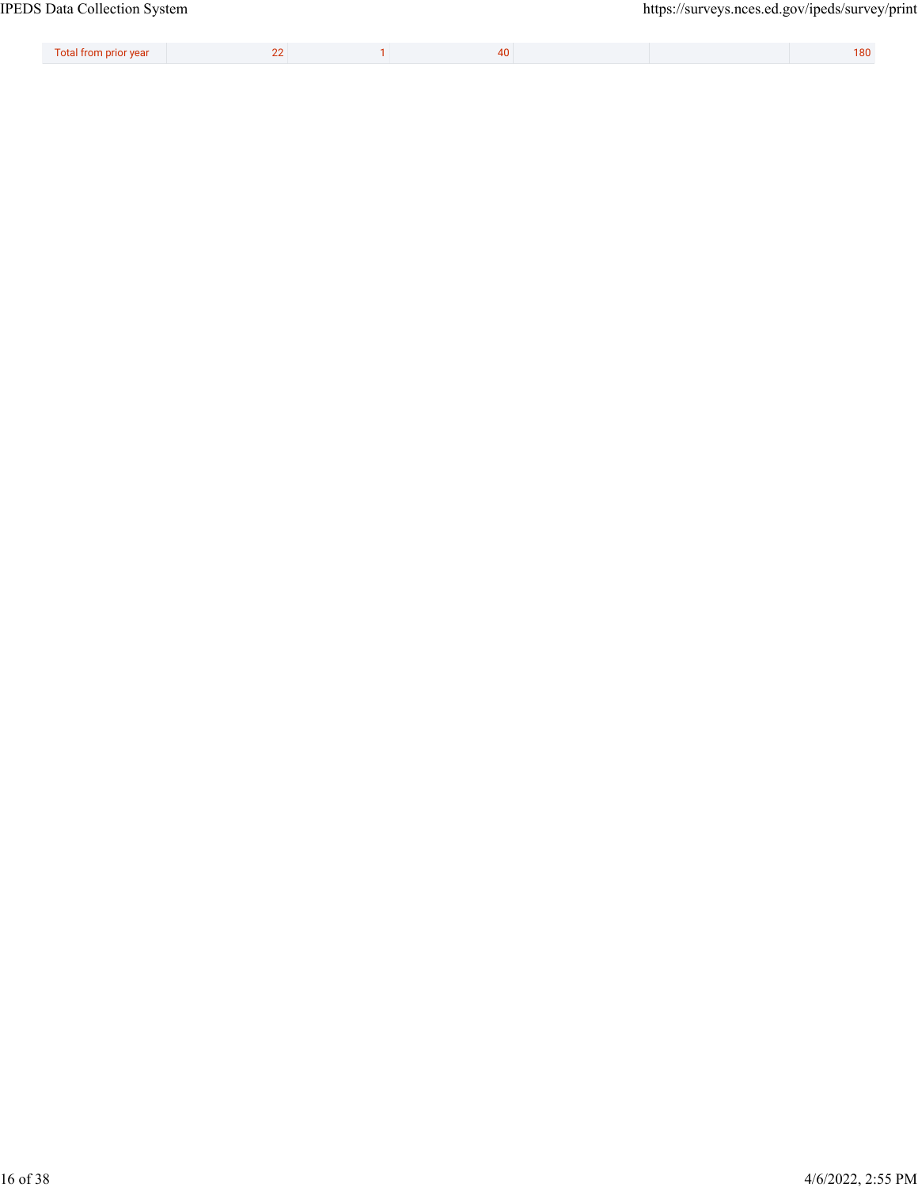| | | | | | | |
|---|---|---|---|---|---|---|
| Total from prior year | 22 | 1 | 40 | | | 180 |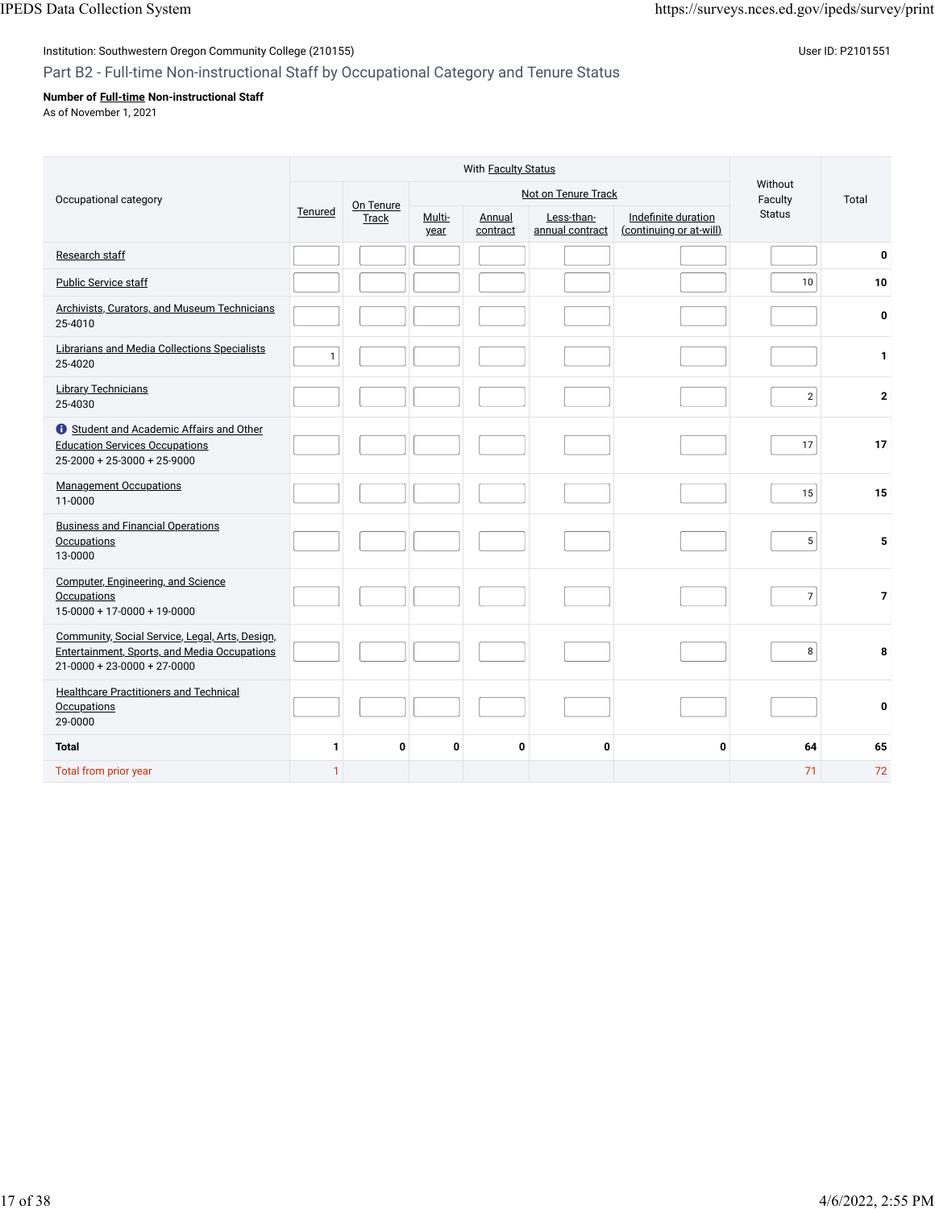Institution: Southwestern Oregon Community College (210155)

User ID: P2101551

## Part B2 - Full-time Non-instructional Staff by Occupational Category and Tenure Status

**Number of Full-time Non-instructional Staff**
As of November 1, 2021

| Occupational category | With Faculty Status | | | | | | Without Faculty Status | Total |
|---|---|---|---|---|---|---|---|---|
| | Tenured | On Tenure Track | Not on Tenure Track | | | | | |
| | | | Multi-year | Annual contract | Less-than-annual contract | Indefinite duration (continuing or at-will) | | |
| Research staff | | | | | | | | 0 |
| Public Service staff | | | | | | | 10 | 10 |
| Archivists, Curators, and Museum Technicians 25-4010 | | | | | | | | 0 |
| Librarians and Media Collections Specialists 25-4020 | 1 | | | | | | | 1 |
| Library Technicians 25-4030 | | | | | | | 2 | 2 |
| Student and Academic Affairs and Other Education Services Occupations 25-2000 + 25-3000 + 25-9000 | | | | | | | 17 | 17 |
| Management Occupations 11-0000 | | | | | | | 15 | 15 |
| Business and Financial Operations Occupations 13-0000 | | | | | | | 5 | 5 |
| Computer, Engineering, and Science Occupations 15-0000 + 17-0000 + 19-0000 | | | | | | | 7 | 7 |
| Community, Social Service, Legal, Arts, Design, Entertainment, Sports, and Media Occupations 21-0000 + 23-0000 + 27-0000 | | | | | | | 8 | 8 |
| Healthcare Practitioners and Technical Occupations 29-0000 | | | | | | | | 0 |
| **Total** | 1 | 0 | 0 | 0 | 0 | 0 | 64 | 65 |
| Total from prior year | 1 | | | | | | 71 | 72 |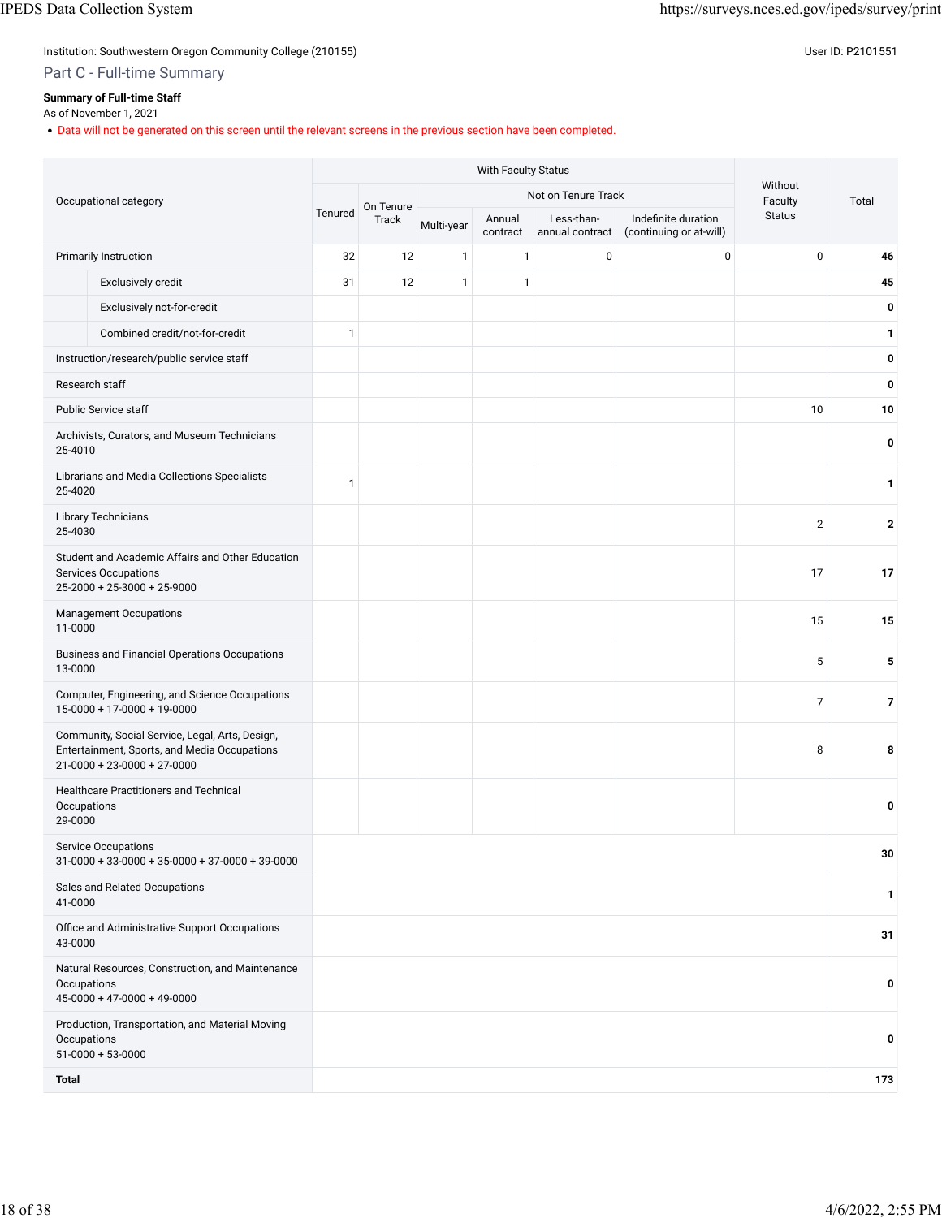Institution: Southwestern Oregon Community College (210155)

User ID: P2101551

## Part C - Full-time Summary

**Summary of Full-time Staff**

As of November 1, 2021

- Data will not be generated on this screen until the relevant screens in the previous section have been completed.

| Occupational category | With Faculty Status | | | | | | Without Faculty Status | Total |
|---|---|---|---|---|---|---|---|---|
| | Tenured | On Tenure Track | Not on Tenure Track | | | | | |
| | | | Multi-year | Annual contract | Less-than-annual contract | Indefinite duration (continuing or at-will) | | |
| Primarily Instruction | 32 | 12 | 1 | 1 | 0 | 0 | 0 | **46** |
| Exclusively credit | 31 | 12 | 1 | 1 | | | | **45** |
| Exclusively not-for-credit | | | | | | | | **0** |
| Combined credit/not-for-credit | 1 | | | | | | | **1** |
| Instruction/research/public service staff | | | | | | | | **0** |
| Research staff | | | | | | | | **0** |
| Public Service staff | | | | | | | 10 | **10** |
| Archivists, Curators, and Museum Technicians 25-4010 | | | | | | | | **0** |
| Librarians and Media Collections Specialists 25-4020 | 1 | | | | | | | **1** |
| Library Technicians 25-4030 | | | | | | | 2 | **2** |
| Student and Academic Affairs and Other Education Services Occupations 25-2000 + 25-3000 + 25-9000 | | | | | | | 17 | **17** |
| Management Occupations 11-0000 | | | | | | | 15 | **15** |
| Business and Financial Operations Occupations 13-0000 | | | | | | | 5 | **5** |
| Computer, Engineering, and Science Occupations 15-0000 + 17-0000 + 19-0000 | | | | | | | 7 | **7** |
| Community, Social Service, Legal, Arts, Design, Entertainment, Sports, and Media Occupations 21-0000 + 23-0000 + 27-0000 | | | | | | | 8 | **8** |
| Healthcare Practitioners and Technical Occupations 29-0000 | | | | | | | | **0** |
| Service Occupations 31-0000 + 33-0000 + 35-0000 + 37-0000 + 39-0000 | | | | | | | | **30** |
| Sales and Related Occupations 41-0000 | | | | | | | | **1** |
| Office and Administrative Support Occupations 43-0000 | | | | | | | | **31** |
| Natural Resources, Construction, and Maintenance Occupations 45-0000 + 47-0000 + 49-0000 | | | | | | | | **0** |
| Production, Transportation, and Material Moving Occupations 51-0000 + 53-0000 | | | | | | | | **0** |
| **Total** | | | | | | | | **173** |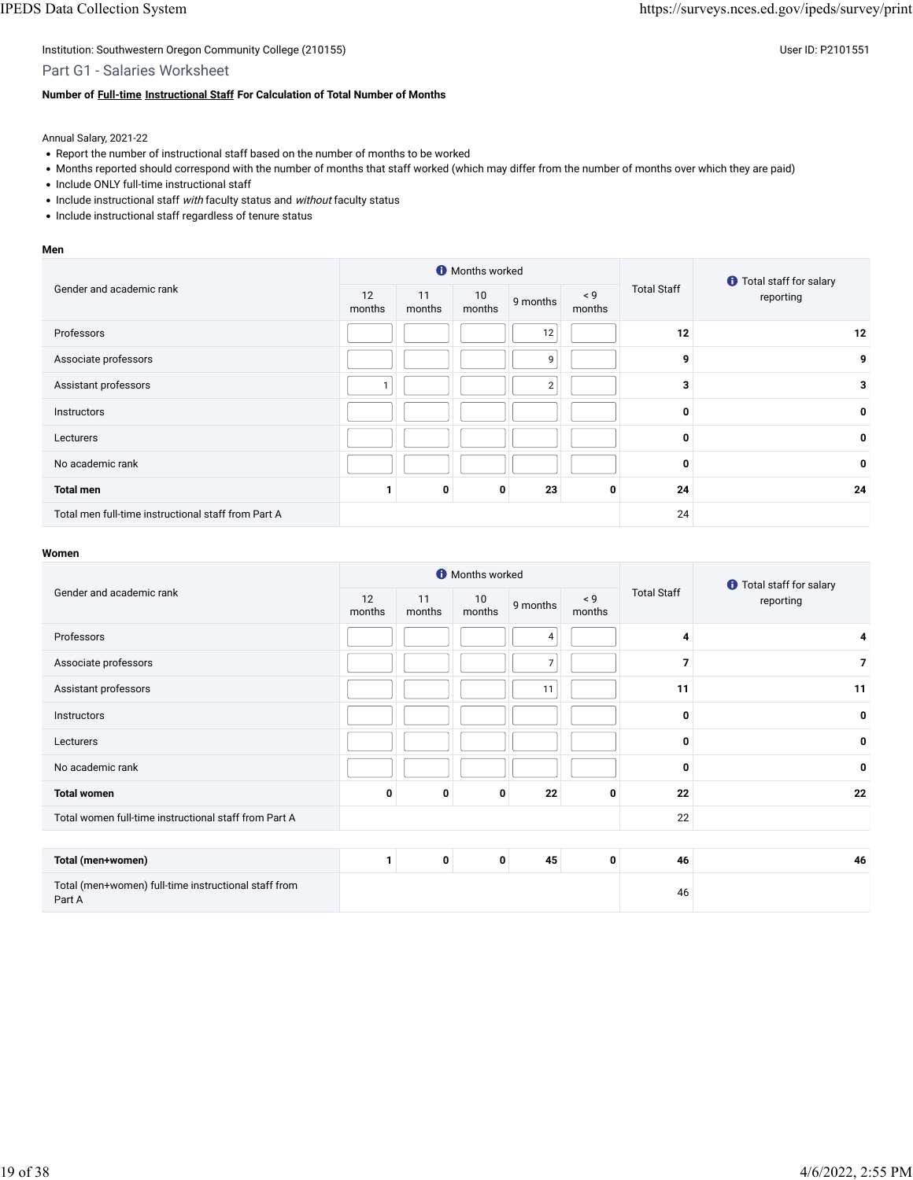Institution: Southwestern Oregon Community College (210155)

User ID: P2101551

## Part G1 - Salaries Worksheet

**Number of Full-time Instructional Staff For Calculation of Total Number of Months**

Annual Salary, 2021-22

- Report the number of instructional staff based on the number of months to be worked
- Months reported should correspond with the number of months that staff worked (which may differ from the number of months over which they are paid)
- Include ONLY full-time instructional staff
- Include instructional staff *with* faculty status and *without* faculty status
- Include instructional staff regardless of tenure status

**Men**

| Gender and academic rank | Months worked | | | | | Total Staff | Total staff for salary reporting |
|---|---|---|---|---|---|---|---|
| | 12 months | 11 months | 10 months | 9 months | < 9 months | | |
| Professors | | | | 12 | | **12** | **12** |
| Associate professors | | | | 9 | | **9** | **9** |
| Assistant professors | 1 | | | 2 | | **3** | **3** |
| Instructors | | | | | | **0** | **0** |
| Lecturers | | | | | | **0** | **0** |
| No academic rank | | | | | | **0** | **0** |
| **Total men** | **1** | **0** | **0** | **23** | **0** | **24** | **24** |
| Total men full-time instructional staff from Part A | | | | | | 24 | |

**Women**

| Gender and academic rank | Months worked | | | | | Total Staff | Total staff for salary reporting |
|---|---|---|---|---|---|---|---|
| | 12 months | 11 months | 10 months | 9 months | < 9 months | | |
| Professors | | | | 4 | | **4** | **4** |
| Associate professors | | | | 7 | | **7** | **7** |
| Assistant professors | | | | 11 | | **11** | **11** |
| Instructors | | | | | | **0** | **0** |
| Lecturers | | | | | | **0** | **0** |
| No academic rank | | | | | | **0** | **0** |
| **Total women** | **0** | **0** | **0** | **22** | **0** | **22** | **22** |
| Total women full-time instructional staff from Part A | | | | | | 22 | |

| | 12 months | 11 months | 10 months | 9 months | < 9 months | Total Staff | Total staff for salary reporting |
|---|---|---|---|---|---|---|---|
| **Total (men+women)** | **1** | **0** | **0** | **45** | **0** | **46** | **46** |
| Total (men+women) full-time instructional staff from Part A | | | | | | 46 | |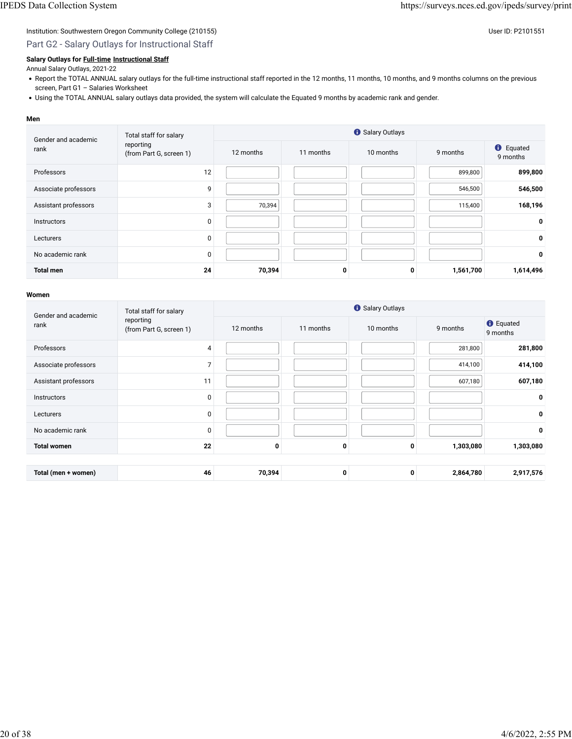Institution: Southwestern Oregon Community College (210155)

User ID: P2101551

## Part G2 - Salary Outlays for Instructional Staff

**Salary Outlays for Full-time Instructional Staff**

Annual Salary Outlays, 2021-22

- Report the TOTAL ANNUAL salary outlays for the full-time instructional staff reported in the 12 months, 11 months, 10 months, and 9 months columns on the previous screen, Part G1 – Salaries Worksheet
- Using the TOTAL ANNUAL salary outlays data provided, the system will calculate the Equated 9 months by academic rank and gender.

**Men**

| Gender and academic rank | Total staff for salary reporting (from Part G, screen 1) | Salary Outlays | | | | |
|---|---|---|---|---|---|---|
| | | 12 months | 11 months | 10 months | 9 months | Equated 9 months |
| Professors | 12 | | | | 899,800 | **899,800** |
| Associate professors | 9 | | | | 546,500 | **546,500** |
| Assistant professors | 3 | 70,394 | | | 115,400 | **168,196** |
| Instructors | 0 | | | | | **0** |
| Lecturers | 0 | | | | | **0** |
| No academic rank | 0 | | | | | **0** |
| **Total men** | **24** | **70,394** | **0** | **0** | **1,561,700** | **1,614,496** |

**Women**

| Gender and academic rank | Total staff for salary reporting (from Part G, screen 1) | Salary Outlays | | | | |
|---|---|---|---|---|---|---|
| | | 12 months | 11 months | 10 months | 9 months | Equated 9 months |
| Professors | 4 | | | | 281,800 | **281,800** |
| Associate professors | 7 | | | | 414,100 | **414,100** |
| Assistant professors | 11 | | | | 607,180 | **607,180** |
| Instructors | 0 | | | | | **0** |
| Lecturers | 0 | | | | | **0** |
| No academic rank | 0 | | | | | **0** |
| **Total women** | **22** | **0** | **0** | **0** | **1,303,080** | **1,303,080** |

| | | | | | | |
|---|---|---|---|---|---|---|
| **Total (men + women)** | **46** | **70,394** | **0** | **0** | **2,864,780** | **2,917,576** |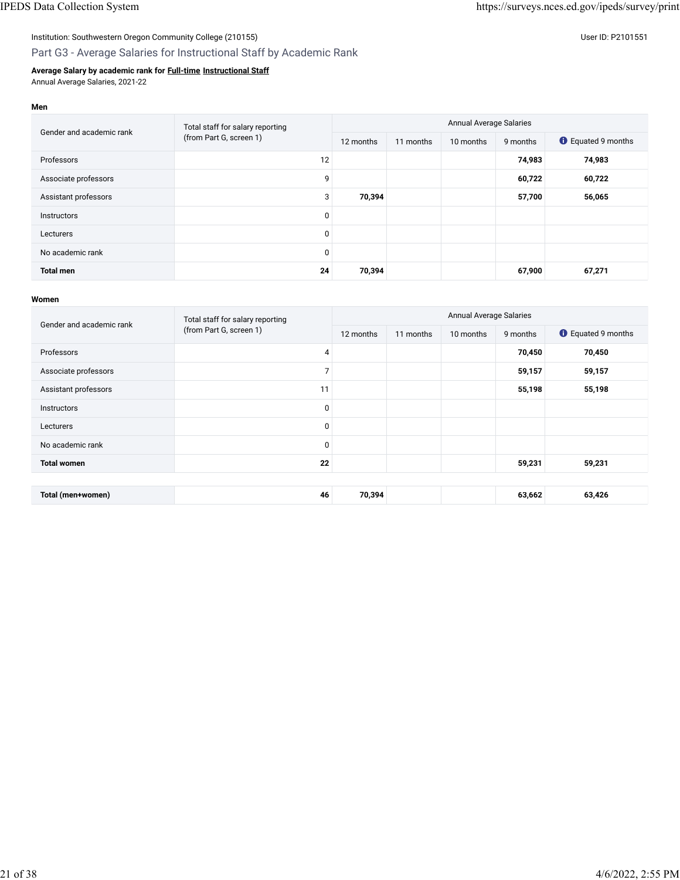Institution: Southwestern Oregon Community College (210155)

User ID: P2101551

## Part G3 - Average Salaries for Instructional Staff by Academic Rank

**Average Salary by academic rank for Full-time Instructional Staff**
Annual Average Salaries, 2021-22

**Men**

| Gender and academic rank | Total staff for salary reporting (from Part G, screen 1) | Annual Average Salaries | | | | |
|---|---|---|---|---|---|---|
| | | 12 months | 11 months | 10 months | 9 months | Equated 9 months |
| Professors | 12 | | | | **74,983** | **74,983** |
| Associate professors | 9 | | | | **60,722** | **60,722** |
| Assistant professors | 3 | **70,394** | | | **57,700** | **56,065** |
| Instructors | 0 | | | | | |
| Lecturers | 0 | | | | | |
| No academic rank | 0 | | | | | |
| **Total men** | **24** | **70,394** | | | **67,900** | **67,271** |

**Women**

| Gender and academic rank | Total staff for salary reporting (from Part G, screen 1) | Annual Average Salaries | | | | |
|---|---|---|---|---|---|---|
| | | 12 months | 11 months | 10 months | 9 months | Equated 9 months |
| Professors | 4 | | | | **70,450** | **70,450** |
| Associate professors | 7 | | | | **59,157** | **59,157** |
| Assistant professors | 11 | | | | **55,198** | **55,198** |
| Instructors | 0 | | | | | |
| Lecturers | 0 | | | | | |
| No academic rank | 0 | | | | | |
| **Total women** | **22** | | | | **59,231** | **59,231** |

| | | | | | | |
|---|---|---|---|---|---|---|
| **Total (men+women)** | **46** | **70,394** | | | **63,662** | **63,426** |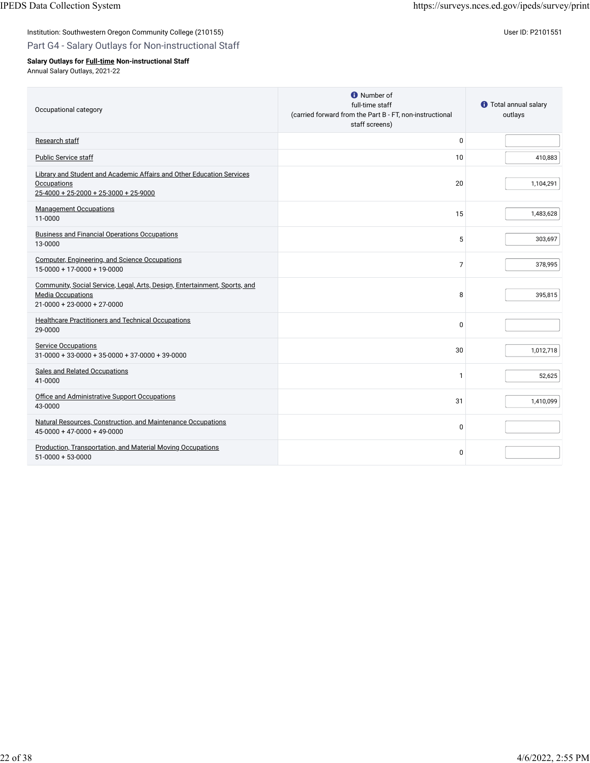Institution: Southwestern Oregon Community College (210155)

User ID: P2101551

## Part G4 - Salary Outlays for Non-instructional Staff

**Salary Outlays for Full-time Non-instructional Staff**

Annual Salary Outlays, 2021-22

| Occupational category | Number of full-time staff (carried forward from the Part B - FT, non-instructional staff screens) | Total annual salary outlays |
|---|---|---|
| Research staff | 0 | |
| Public Service staff | 10 | 410,883 |
| Library and Student and Academic Affairs and Other Education Services Occupations 25-4000 + 25-2000 + 25-3000 + 25-9000 | 20 | 1,104,291 |
| Management Occupations 11-0000 | 15 | 1,483,628 |
| Business and Financial Operations Occupations 13-0000 | 5 | 303,697 |
| Computer, Engineering, and Science Occupations 15-0000 + 17-0000 + 19-0000 | 7 | 378,995 |
| Community, Social Service, Legal, Arts, Design, Entertainment, Sports, and Media Occupations 21-0000 + 23-0000 + 27-0000 | 8 | 395,815 |
| Healthcare Practitioners and Technical Occupations 29-0000 | 0 | |
| Service Occupations 31-0000 + 33-0000 + 35-0000 + 37-0000 + 39-0000 | 30 | 1,012,718 |
| Sales and Related Occupations 41-0000 | 1 | 52,625 |
| Office and Administrative Support Occupations 43-0000 | 31 | 1,410,099 |
| Natural Resources, Construction, and Maintenance Occupations 45-0000 + 47-0000 + 49-0000 | 0 | |
| Production, Transportation, and Material Moving Occupations 51-0000 + 53-0000 | 0 | |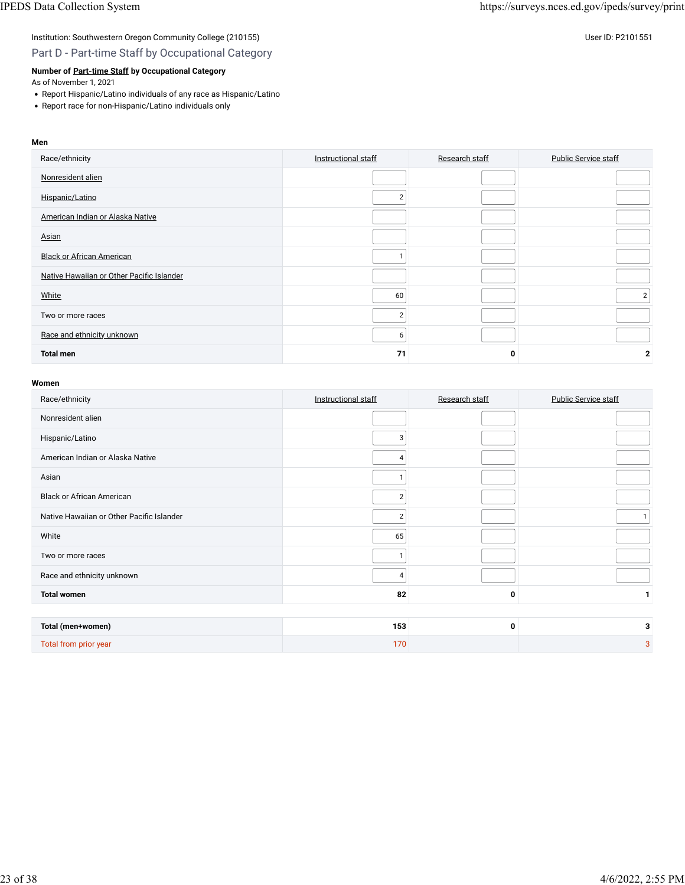Institution: Southwestern Oregon Community College (210155)

User ID: P2101551

## Part D - Part-time Staff by Occupational Category

**Number of Part-time Staff by Occupational Category**

As of November 1, 2021

- Report Hispanic/Latino individuals of any race as Hispanic/Latino
- Report race for non-Hispanic/Latino individuals only

**Men**

| Race/ethnicity | Instructional staff | Research staff | Public Service staff |
|---|---|---|---|
| Nonresident alien | | | |
| Hispanic/Latino | 2 | | |
| American Indian or Alaska Native | | | |
| Asian | | | |
| Black or African American | 1 | | |
| Native Hawaiian or Other Pacific Islander | | | |
| White | 60 | | 2 |
| Two or more races | 2 | | |
| Race and ethnicity unknown | 6 | | |
| **Total men** | **71** | **0** | **2** |

**Women**

| Race/ethnicity | Instructional staff | Research staff | Public Service staff |
|---|---|---|---|
| Nonresident alien | | | |
| Hispanic/Latino | 3 | | |
| American Indian or Alaska Native | 4 | | |
| Asian | 1 | | |
| Black or African American | 2 | | |
| Native Hawaiian or Other Pacific Islander | 2 | | 1 |
| White | 65 | | |
| Two or more races | 1 | | |
| Race and ethnicity unknown | 4 | | |
| **Total women** | **82** | **0** | **1** |

| | Instructional staff | Research staff | Public Service staff |
|---|---|---|---|
| **Total (men+women)** | **153** | **0** | **3** |
| Total from prior year | 170 | | 3 |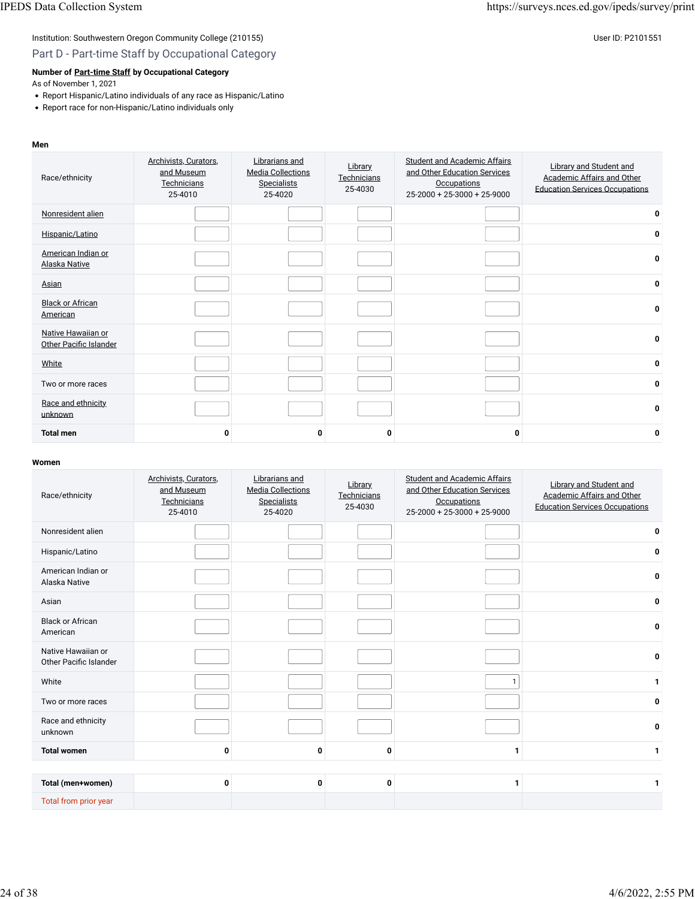Institution: Southwestern Oregon Community College (210155)

User ID: P2101551

## Part D - Part-time Staff by Occupational Category

**Number of Part-time Staff by Occupational Category**

As of November 1, 2021

- Report Hispanic/Latino individuals of any race as Hispanic/Latino
- Report race for non-Hispanic/Latino individuals only

**Men**

| Race/ethnicity | Archivists, Curators, and Museum Technicians 25-4010 | Librarians and Media Collections Specialists 25-4020 | Library Technicians 25-4030 | Student and Academic Affairs and Other Education Services Occupations 25-2000 + 25-3000 + 25-9000 | Library and Student and Academic Affairs and Other Education Services Occupations |
|---|---|---|---|---|---|
| Nonresident alien | | | | | 0 |
| Hispanic/Latino | | | | | 0 |
| American Indian or Alaska Native | | | | | 0 |
| Asian | | | | | 0 |
| Black or African American | | | | | 0 |
| Native Hawaiian or Other Pacific Islander | | | | | 0 |
| White | | | | | 0 |
| Two or more races | | | | | 0 |
| Race and ethnicity unknown | | | | | 0 |
| **Total men** | **0** | **0** | **0** | **0** | **0** |

**Women**

| Race/ethnicity | Archivists, Curators, and Museum Technicians 25-4010 | Librarians and Media Collections Specialists 25-4020 | Library Technicians 25-4030 | Student and Academic Affairs and Other Education Services Occupations 25-2000 + 25-3000 + 25-9000 | Library and Student and Academic Affairs and Other Education Services Occupations |
|---|---|---|---|---|---|
| Nonresident alien | | | | | 0 |
| Hispanic/Latino | | | | | 0 |
| American Indian or Alaska Native | | | | | 0 |
| Asian | | | | | 0 |
| Black or African American | | | | | 0 |
| Native Hawaiian or Other Pacific Islander | | | | | 0 |
| White | | | | 1 | 1 |
| Two or more races | | | | | 0 |
| Race and ethnicity unknown | | | | | 0 |
| **Total women** | **0** | **0** | **0** | **1** | **1** |

| | | | | | |
|---|---|---|---|---|---|
| **Total (men+women)** | **0** | **0** | **0** | **1** | **1** |
| Total from prior year | | | | | |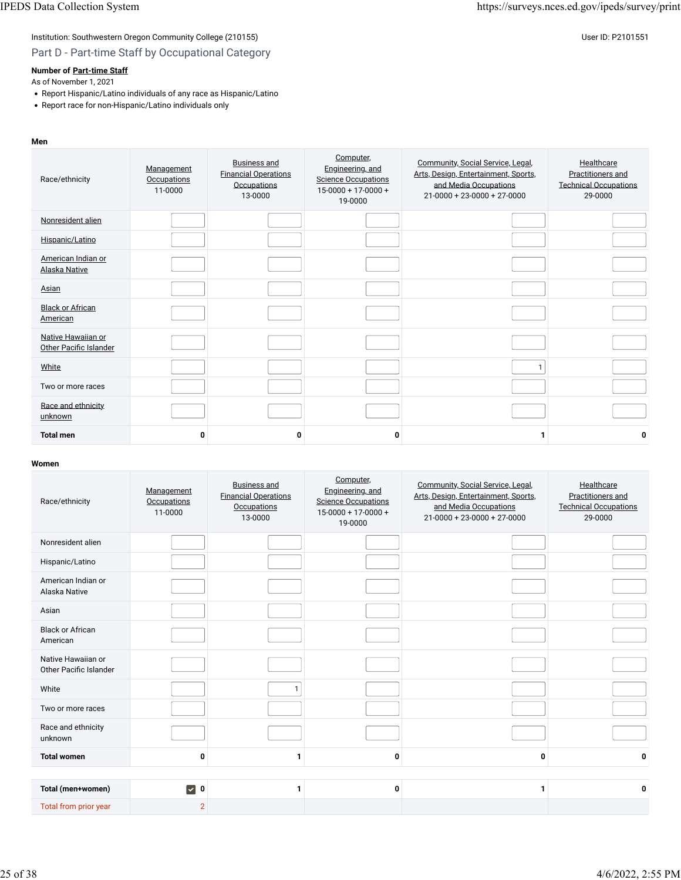Institution: Southwestern Oregon Community College (210155)

User ID: P2101551

## Part D - Part-time Staff by Occupational Category

**Number of Part-time Staff**

As of November 1, 2021

- Report Hispanic/Latino individuals of any race as Hispanic/Latino
- Report race for non-Hispanic/Latino individuals only

**Men**

| Race/ethnicity | Management Occupations 11-0000 | Business and Financial Operations Occupations 13-0000 | Computer, Engineering, and Science Occupations 15-0000 + 17-0000 + 19-0000 | Community, Social Service, Legal, Arts, Design, Entertainment, Sports, and Media Occupations 21-0000 + 23-0000 + 27-0000 | Healthcare Practitioners and Technical Occupations 29-0000 |
|---|---|---|---|---|---|
| Nonresident alien | | | | | |
| Hispanic/Latino | | | | | |
| American Indian or Alaska Native | | | | | |
| Asian | | | | | |
| Black or African American | | | | | |
| Native Hawaiian or Other Pacific Islander | | | | | |
| White | | | | 1 | |
| Two or more races | | | | | |
| Race and ethnicity unknown | | | | | |
| **Total men** | 0 | 0 | 0 | 1 | 0 |

**Women**

| Race/ethnicity | Management Occupations 11-0000 | Business and Financial Operations Occupations 13-0000 | Computer, Engineering, and Science Occupations 15-0000 + 17-0000 + 19-0000 | Community, Social Service, Legal, Arts, Design, Entertainment, Sports, and Media Occupations 21-0000 + 23-0000 + 27-0000 | Healthcare Practitioners and Technical Occupations 29-0000 |
|---|---|---|---|---|---|
| Nonresident alien | | | | | |
| Hispanic/Latino | | | | | |
| American Indian or Alaska Native | | | | | |
| Asian | | | | | |
| Black or African American | | | | | |
| Native Hawaiian or Other Pacific Islander | | | | | |
| White | | 1 | | | |
| Two or more races | | | | | |
| Race and ethnicity unknown | | | | | |
| **Total women** | 0 | 1 | 0 | 0 | 0 |

| | | | | | |
|---|---|---|---|---|---|
| **Total (men+women)** | ☑ 0 | 1 | 0 | 1 | 0 |
| Total from prior year | 2 | | | | |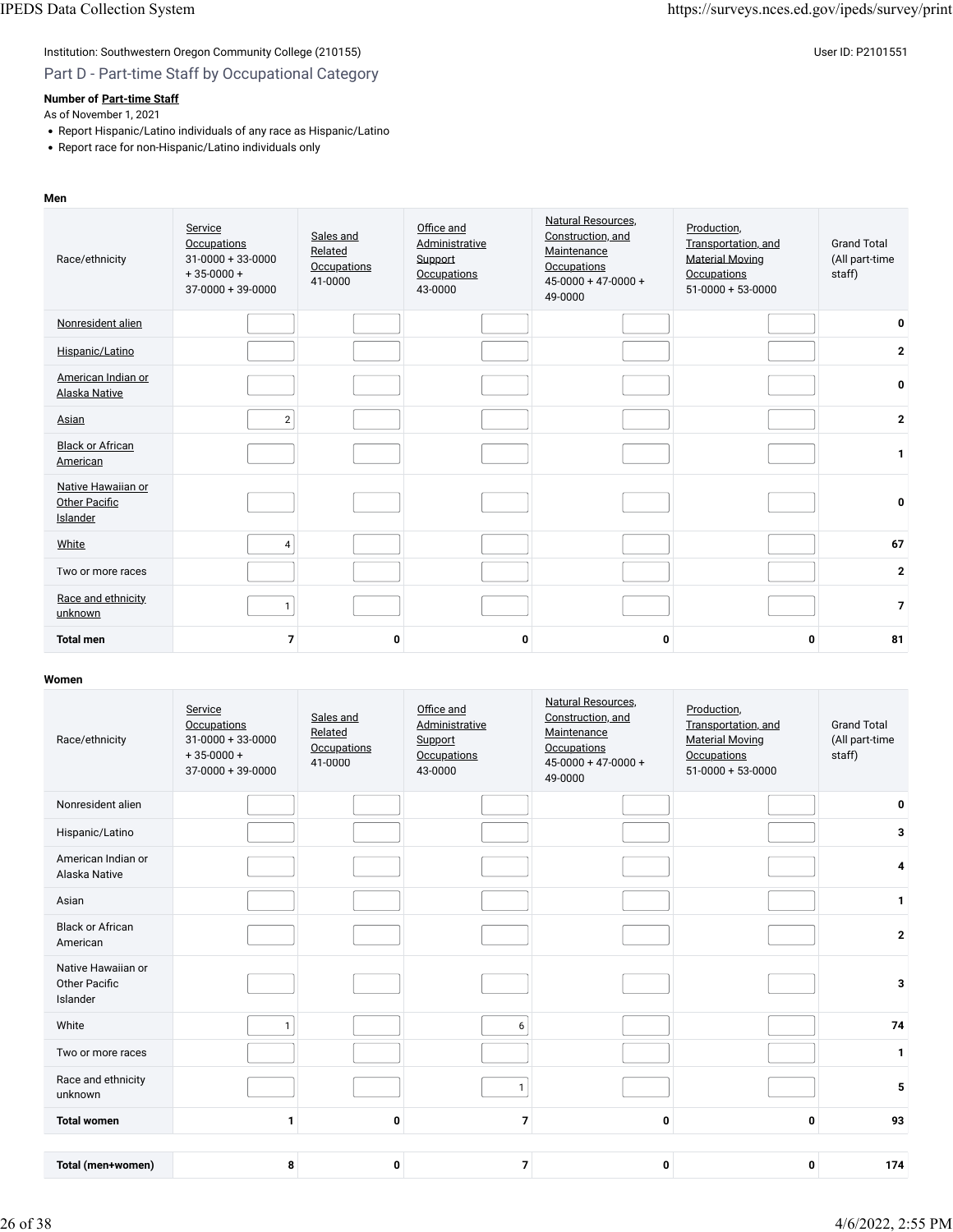Institution: Southwestern Oregon Community College (210155)

User ID: P2101551

## Part D - Part-time Staff by Occupational Category

**Number of Part-time Staff**

As of November 1, 2021

- Report Hispanic/Latino individuals of any race as Hispanic/Latino
- Report race for non-Hispanic/Latino individuals only

**Men**

| Race/ethnicity | Service Occupations 31-0000 + 33-0000 + 35-0000 + 37-0000 + 39-0000 | Sales and Related Occupations 41-0000 | Office and Administrative Support Occupations 43-0000 | Natural Resources, Construction, and Maintenance Occupations 45-0000 + 47-0000 + 49-0000 | Production, Transportation, and Material Moving Occupations 51-0000 + 53-0000 | Grand Total (All part-time staff) |
|---|---|---|---|---|---|---|
| Nonresident alien | | | | | | 0 |
| Hispanic/Latino | | | | | | 2 |
| American Indian or Alaska Native | | | | | | 0 |
| Asian | 2 | | | | | 2 |
| Black or African American | | | | | | 1 |
| Native Hawaiian or Other Pacific Islander | | | | | | 0 |
| White | 4 | | | | | 67 |
| Two or more races | | | | | | 2 |
| Race and ethnicity unknown | 1 | | | | | 7 |
| **Total men** | **7** | **0** | **0** | **0** | **0** | **81** |

**Women**

| Race/ethnicity | Service Occupations 31-0000 + 33-0000 + 35-0000 + 37-0000 + 39-0000 | Sales and Related Occupations 41-0000 | Office and Administrative Support Occupations 43-0000 | Natural Resources, Construction, and Maintenance Occupations 45-0000 + 47-0000 + 49-0000 | Production, Transportation, and Material Moving Occupations 51-0000 + 53-0000 | Grand Total (All part-time staff) |
|---|---|---|---|---|---|---|
| Nonresident alien | | | | | | 0 |
| Hispanic/Latino | | | | | | 3 |
| American Indian or Alaska Native | | | | | | 4 |
| Asian | | | | | | 1 |
| Black or African American | | | | | | 2 |
| Native Hawaiian or Other Pacific Islander | | | | | | 3 |
| White | 1 | | 6 | | | 74 |
| Two or more races | | | | | | 1 |
| Race and ethnicity unknown | | | 1 | | | 5 |
| **Total women** | **1** | **0** | **7** | **0** | **0** | **93** |
| | | | | | | |
| **Total (men+women)** | **8** | **0** | **7** | **0** | **0** | **174** |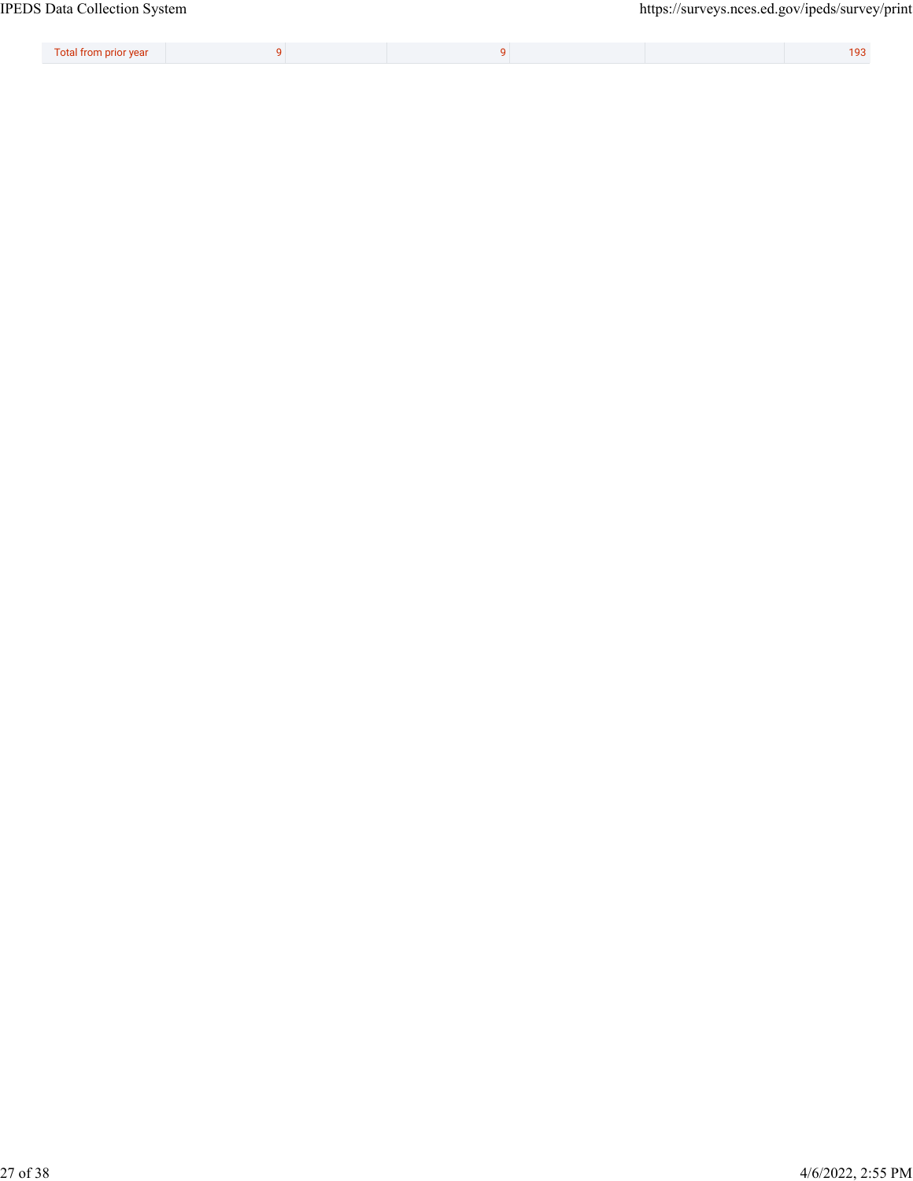| Total from prior year | 9 | | 9 | | | 193 |
|---|---|---|---|---|---|---|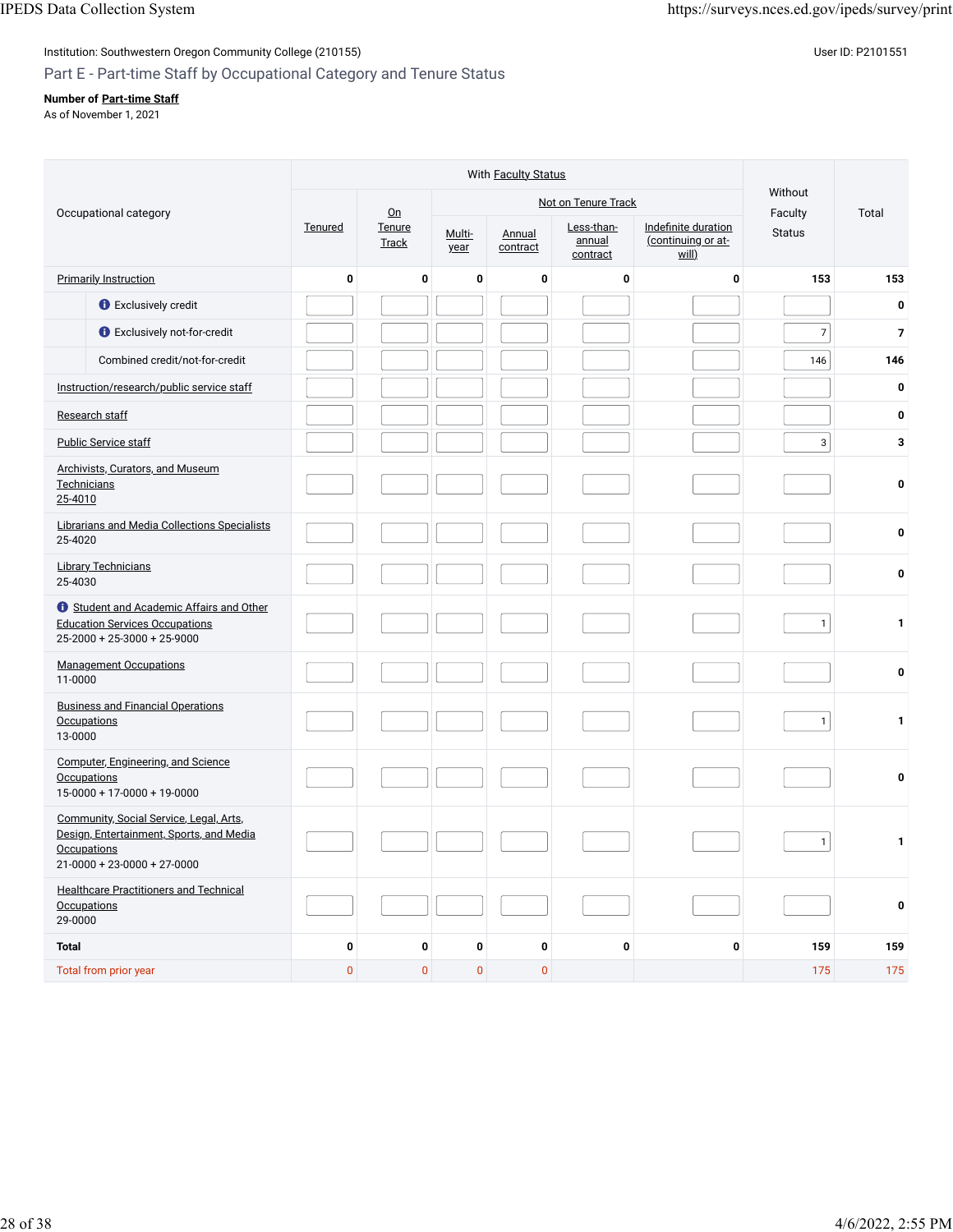Institution: Southwestern Oregon Community College (210155)

User ID: P2101551

## Part E - Part-time Staff by Occupational Category and Tenure Status

**Number of Part-time Staff**
As of November 1, 2021

| Occupational category | With Faculty Status | | | | | | Without Faculty Status | Total |
|---|---|---|---|---|---|---|---|---|
| | Tenured | On Tenure Track | Not on Tenure Track | | | | | |
| | | | Multi-year | Annual contract | Less-than-annual contract | Indefinite duration (continuing or at-will) | | |
| Primarily Instruction | 0 | 0 | 0 | 0 | 0 | 0 | 153 | 153 |
| Exclusively credit | | | | | | | | 0 |
| Exclusively not-for-credit | | | | | | | 7 | 7 |
| Combined credit/not-for-credit | | | | | | | 146 | 146 |
| Instruction/research/public service staff | | | | | | | | 0 |
| Research staff | | | | | | | | 0 |
| Public Service staff | | | | | | | 3 | 3 |
| Archivists, Curators, and Museum Technicians 25-4010 | | | | | | | | 0 |
| Librarians and Media Collections Specialists 25-4020 | | | | | | | | 0 |
| Library Technicians 25-4030 | | | | | | | | 0 |
| Student and Academic Affairs and Other Education Services Occupations 25-2000 + 25-3000 + 25-9000 | | | | | | | 1 | 1 |
| Management Occupations 11-0000 | | | | | | | | 0 |
| Business and Financial Operations Occupations 13-0000 | | | | | | | 1 | 1 |
| Computer, Engineering, and Science Occupations 15-0000 + 17-0000 + 19-0000 | | | | | | | | 0 |
| Community, Social Service, Legal, Arts, Design, Entertainment, Sports, and Media Occupations 21-0000 + 23-0000 + 27-0000 | | | | | | | 1 | 1 |
| Healthcare Practitioners and Technical Occupations 29-0000 | | | | | | | | 0 |
| **Total** | 0 | 0 | 0 | 0 | 0 | 0 | 159 | 159 |
| Total from prior year | 0 | 0 | 0 | 0 | | | 175 | 175 |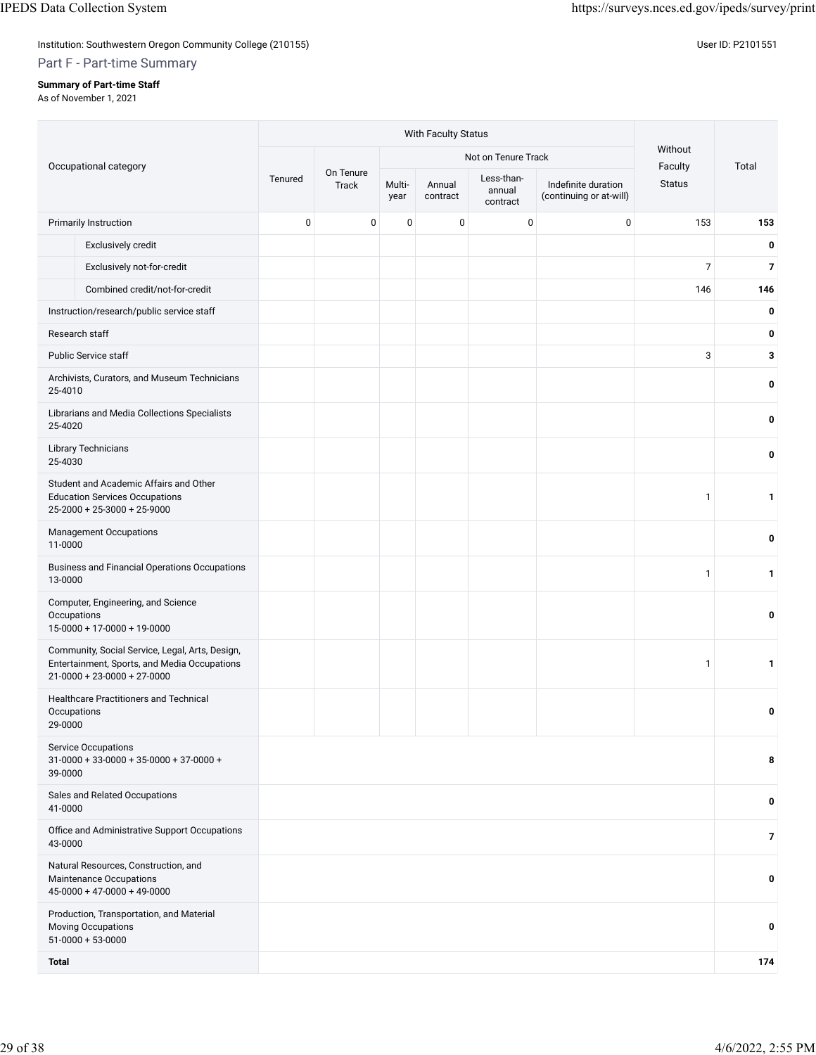Institution: Southwestern Oregon Community College (210155)

User ID: P2101551

## Part F - Part-time Summary

**Summary of Part-time Staff**
As of November 1, 2021

| Occupational category | With Faculty Status | | | | | | Without Faculty Status | Total |
|---|---|---|---|---|---|---|---|---|
| | Tenured | On Tenure Track | Not on Tenure Track | | | | | |
| | | | Multi-year | Annual contract | Less-than-annual contract | Indefinite duration (continuing or at-will) | | |
| Primarily Instruction | 0 | 0 | 0 | 0 | 0 | 0 | 153 | **153** |
| Exclusively credit | | | | | | | | **0** |
| Exclusively not-for-credit | | | | | | | 7 | **7** |
| Combined credit/not-for-credit | | | | | | | 146 | **146** |
| Instruction/research/public service staff | | | | | | | | **0** |
| Research staff | | | | | | | | **0** |
| Public Service staff | | | | | | | 3 | **3** |
| Archivists, Curators, and Museum Technicians 25-4010 | | | | | | | | **0** |
| Librarians and Media Collections Specialists 25-4020 | | | | | | | | **0** |
| Library Technicians 25-4030 | | | | | | | | **0** |
| Student and Academic Affairs and Other Education Services Occupations 25-2000 + 25-3000 + 25-9000 | | | | | | | 1 | **1** |
| Management Occupations 11-0000 | | | | | | | | **0** |
| Business and Financial Operations Occupations 13-0000 | | | | | | | 1 | **1** |
| Computer, Engineering, and Science Occupations 15-0000 + 17-0000 + 19-0000 | | | | | | | | **0** |
| Community, Social Service, Legal, Arts, Design, Entertainment, Sports, and Media Occupations 21-0000 + 23-0000 + 27-0000 | | | | | | | 1 | **1** |
| Healthcare Practitioners and Technical Occupations 29-0000 | | | | | | | | **0** |
| Service Occupations 31-0000 + 33-0000 + 35-0000 + 37-0000 + 39-0000 | | | | | | | | **8** |
| Sales and Related Occupations 41-0000 | | | | | | | | **0** |
| Office and Administrative Support Occupations 43-0000 | | | | | | | | **7** |
| Natural Resources, Construction, and Maintenance Occupations 45-0000 + 47-0000 + 49-0000 | | | | | | | | **0** |
| Production, Transportation, and Material Moving Occupations 51-0000 + 53-0000 | | | | | | | | **0** |
| **Total** | | | | | | | | **174** |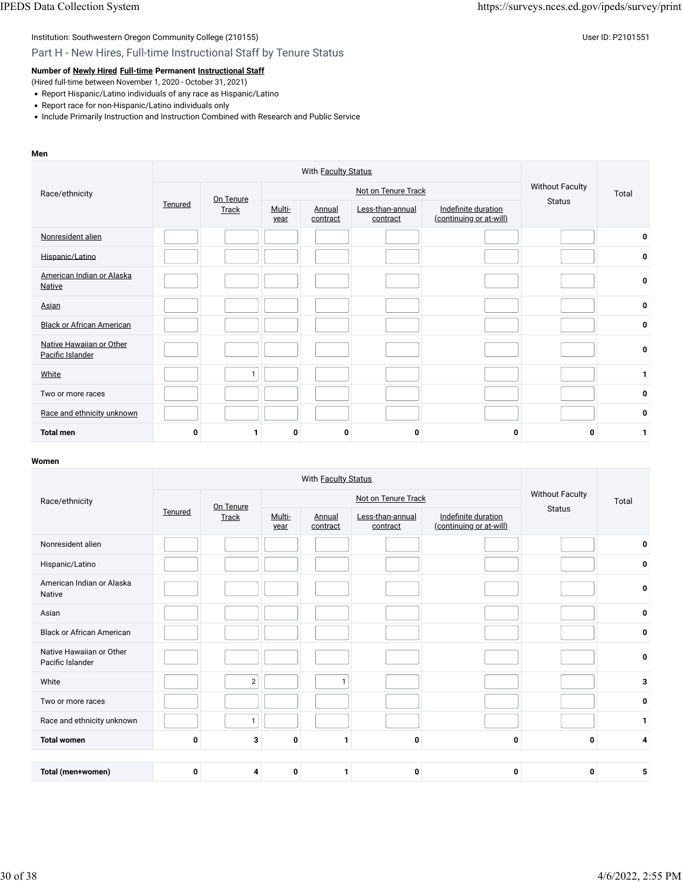Institution: Southwestern Oregon Community College (210155)

User ID: P2101551

## Part H - New Hires, Full-time Instructional Staff by Tenure Status

**Number of Newly Hired Full-time Permanent Instructional Staff**

(Hired full-time between November 1, 2020 - October 31, 2021)

- Report Hispanic/Latino individuals of any race as Hispanic/Latino
- Report race for non-Hispanic/Latino individuals only
- Include Primarily Instruction and Instruction Combined with Research and Public Service

**Men**

| Race/ethnicity | With Faculty Status | | | | | | Without Faculty Status | Total |
|---|---|---|---|---|---|---|---|---|
| | Tenured | On Tenure Track | Not on Tenure Track | | | | | |
| | | | Multi-year | Annual contract | Less-than-annual contract | Indefinite duration (continuing or at-will) | | |
| Nonresident alien | | | | | | | | 0 |
| Hispanic/Latino | | | | | | | | 0 |
| American Indian or Alaska Native | | | | | | | | 0 |
| Asian | | | | | | | | 0 |
| Black or African American | | | | | | | | 0 |
| Native Hawaiian or Other Pacific Islander | | | | | | | | 0 |
| White | | 1 | | | | | | 1 |
| Two or more races | | | | | | | | 0 |
| Race and ethnicity unknown | | | | | | | | 0 |
| **Total men** | **0** | **1** | **0** | **0** | **0** | **0** | **0** | **1** |

**Women**

| Race/ethnicity | With Faculty Status | | | | | | Without Faculty Status | Total |
|---|---|---|---|---|---|---|---|---|
| | Tenured | On Tenure Track | Not on Tenure Track | | | | | |
| | | | Multi-year | Annual contract | Less-than-annual contract | Indefinite duration (continuing or at-will) | | |
| Nonresident alien | | | | | | | | 0 |
| Hispanic/Latino | | | | | | | | 0 |
| American Indian or Alaska Native | | | | | | | | 0 |
| Asian | | | | | | | | 0 |
| Black or African American | | | | | | | | 0 |
| Native Hawaiian or Other Pacific Islander | | | | | | | | 0 |
| White | | 2 | | 1 | | | | 3 |
| Two or more races | | | | | | | | 0 |
| Race and ethnicity unknown | | 1 | | | | | | 1 |
| **Total women** | **0** | **3** | **0** | **1** | **0** | **0** | **0** | **4** |
| **Total (men+women)** | **0** | **4** | **0** | **1** | **0** | **0** | **0** | **5** |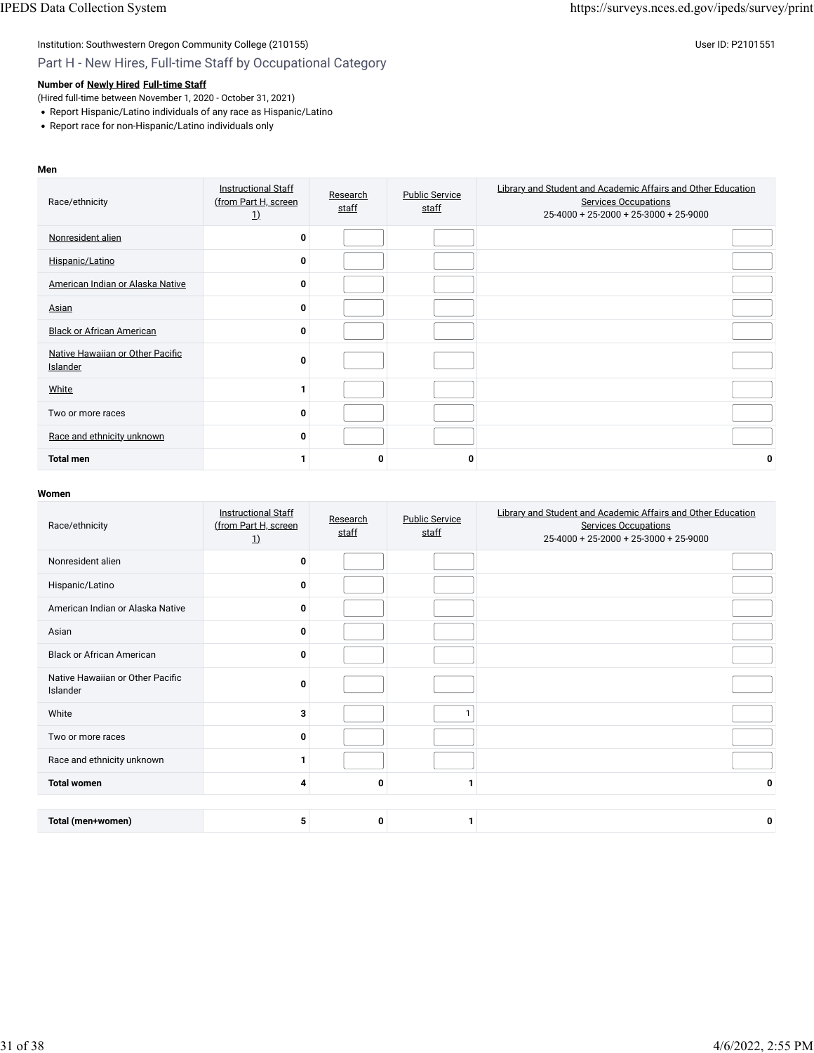Institution: Southwestern Oregon Community College (210155)

User ID: P2101551

## Part H - New Hires, Full-time Staff by Occupational Category

**Number of Newly Hired Full-time Staff**

(Hired full-time between November 1, 2020 - October 31, 2021)

- Report Hispanic/Latino individuals of any race as Hispanic/Latino
- Report race for non-Hispanic/Latino individuals only

**Men**

| Race/ethnicity | Instructional Staff (from Part H, screen 1) | Research staff | Public Service staff | Library and Student and Academic Affairs and Other Education Services Occupations 25-4000 + 25-2000 + 25-3000 + 25-9000 |
|---|---|---|---|---|
| Nonresident alien | 0 | | | |
| Hispanic/Latino | 0 | | | |
| American Indian or Alaska Native | 0 | | | |
| Asian | 0 | | | |
| Black or African American | 0 | | | |
| Native Hawaiian or Other Pacific Islander | 0 | | | |
| White | 1 | | | |
| Two or more races | 0 | | | |
| Race and ethnicity unknown | 0 | | | |
| **Total men** | **1** | **0** | **0** | **0** |

**Women**

| Race/ethnicity | Instructional Staff (from Part H, screen 1) | Research staff | Public Service staff | Library and Student and Academic Affairs and Other Education Services Occupations 25-4000 + 25-2000 + 25-3000 + 25-9000 |
|---|---|---|---|---|
| Nonresident alien | 0 | | | |
| Hispanic/Latino | 0 | | | |
| American Indian or Alaska Native | 0 | | | |
| Asian | 0 | | | |
| Black or African American | 0 | | | |
| Native Hawaiian or Other Pacific Islander | 0 | | | |
| White | 3 | | 1 | |
| Two or more races | 0 | | | |
| Race and ethnicity unknown | 1 | | | |
| **Total women** | **4** | **0** | **1** | **0** |
| | | | | |
| **Total (men+women)** | **5** | **0** | **1** | **0** |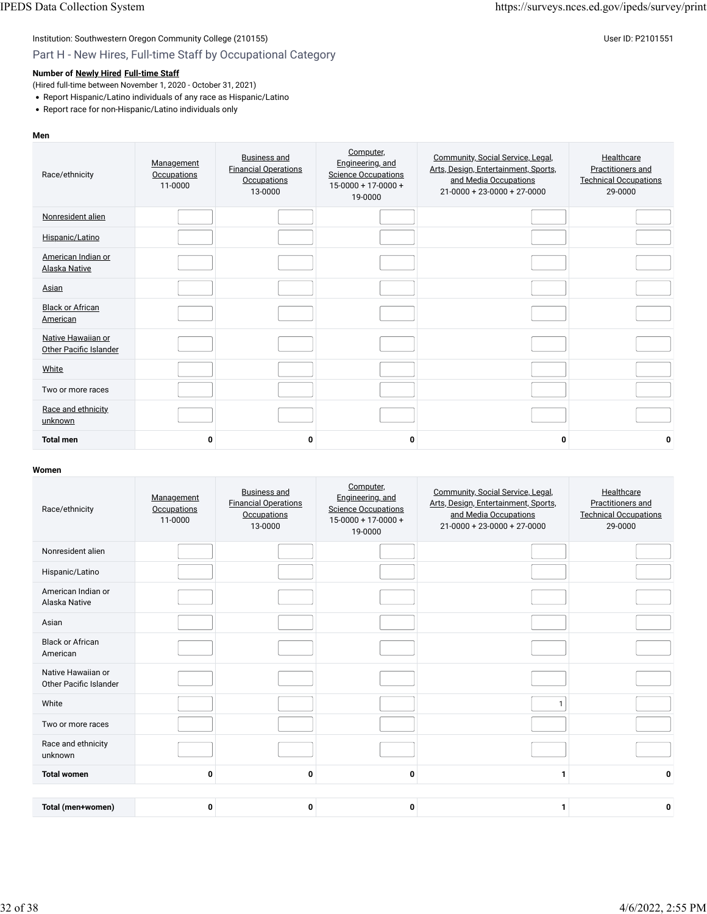Institution: Southwestern Oregon Community College (210155)

User ID: P2101551

## Part H - New Hires, Full-time Staff by Occupational Category

**Number of Newly Hired Full-time Staff**

(Hired full-time between November 1, 2020 - October 31, 2021)

- Report Hispanic/Latino individuals of any race as Hispanic/Latino
- Report race for non-Hispanic/Latino individuals only

**Men**

| Race/ethnicity | Management Occupations 11-0000 | Business and Financial Operations Occupations 13-0000 | Computer, Engineering, and Science Occupations 15-0000 + 17-0000 + 19-0000 | Community, Social Service, Legal, Arts, Design, Entertainment, Sports, and Media Occupations 21-0000 + 23-0000 + 27-0000 | Healthcare Practitioners and Technical Occupations 29-0000 |
|---|---|---|---|---|---|
| Nonresident alien | | | | | |
| Hispanic/Latino | | | | | |
| American Indian or Alaska Native | | | | | |
| Asian | | | | | |
| Black or African American | | | | | |
| Native Hawaiian or Other Pacific Islander | | | | | |
| White | | | | | |
| Two or more races | | | | | |
| Race and ethnicity unknown | | | | | |
| **Total men** | **0** | **0** | **0** | **0** | **0** |

**Women**

| Race/ethnicity | Management Occupations 11-0000 | Business and Financial Operations Occupations 13-0000 | Computer, Engineering, and Science Occupations 15-0000 + 17-0000 + 19-0000 | Community, Social Service, Legal, Arts, Design, Entertainment, Sports, and Media Occupations 21-0000 + 23-0000 + 27-0000 | Healthcare Practitioners and Technical Occupations 29-0000 |
|---|---|---|---|---|---|
| Nonresident alien | | | | | |
| Hispanic/Latino | | | | | |
| American Indian or Alaska Native | | | | | |
| Asian | | | | | |
| Black or African American | | | | | |
| Native Hawaiian or Other Pacific Islander | | | | | |
| White | | | | 1 | |
| Two or more races | | | | | |
| Race and ethnicity unknown | | | | | |
| **Total women** | **0** | **0** | **0** | **1** | **0** |

| | | | | | |
|---|---|---|---|---|---|
| **Total (men+women)** | **0** | **0** | **0** | **1** | **0** |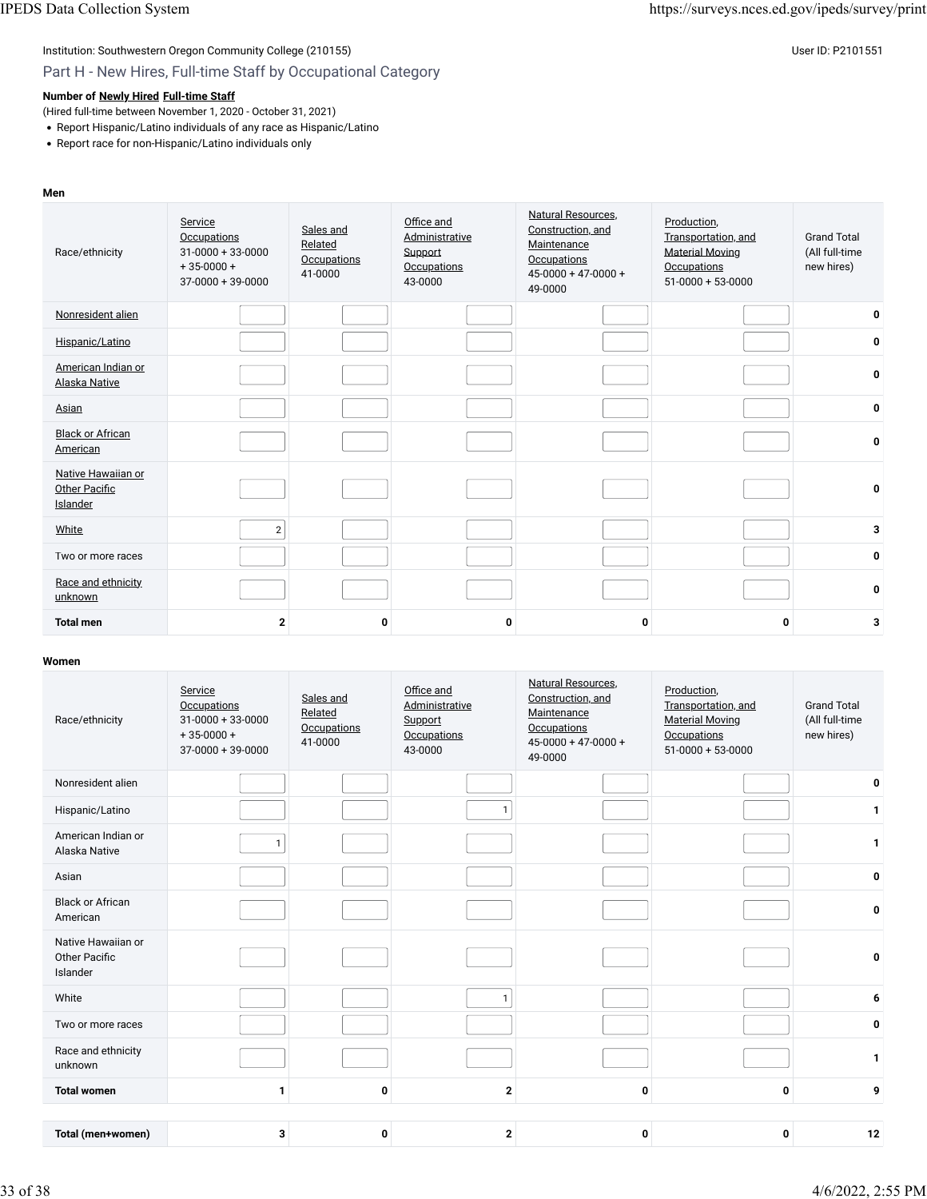Institution: Southwestern Oregon Community College (210155)

User ID: P2101551

## Part H - New Hires, Full-time Staff by Occupational Category

**Number of Newly Hired Full-time Staff**

(Hired full-time between November 1, 2020 - October 31, 2021)

- Report Hispanic/Latino individuals of any race as Hispanic/Latino
- Report race for non-Hispanic/Latino individuals only

**Men**

| Race/ethnicity | Service Occupations 31-0000 + 33-0000 + 35-0000 + 37-0000 + 39-0000 | Sales and Related Occupations 41-0000 | Office and Administrative Support Occupations 43-0000 | Natural Resources, Construction, and Maintenance Occupations 45-0000 + 47-0000 + 49-0000 | Production, Transportation, and Material Moving Occupations 51-0000 + 53-0000 | Grand Total (All full-time new hires) |
|---|---|---|---|---|---|---|
| Nonresident alien | | | | | | 0 |
| Hispanic/Latino | | | | | | 0 |
| American Indian or Alaska Native | | | | | | 0 |
| Asian | | | | | | 0 |
| Black or African American | | | | | | 0 |
| Native Hawaiian or Other Pacific Islander | | | | | | 0 |
| White | 2 | | | | | 3 |
| Two or more races | | | | | | 0 |
| Race and ethnicity unknown | | | | | | 0 |
| **Total men** | **2** | **0** | **0** | **0** | **0** | **3** |

**Women**

| Race/ethnicity | Service Occupations 31-0000 + 33-0000 + 35-0000 + 37-0000 + 39-0000 | Sales and Related Occupations 41-0000 | Office and Administrative Support Occupations 43-0000 | Natural Resources, Construction, and Maintenance Occupations 45-0000 + 47-0000 + 49-0000 | Production, Transportation, and Material Moving Occupations 51-0000 + 53-0000 | Grand Total (All full-time new hires) |
|---|---|---|---|---|---|---|
| Nonresident alien | | | | | | 0 |
| Hispanic/Latino | | | 1 | | | 1 |
| American Indian or Alaska Native | 1 | | | | | 1 |
| Asian | | | | | | 0 |
| Black or African American | | | | | | 0 |
| Native Hawaiian or Other Pacific Islander | | | | | | 0 |
| White | | | 1 | | | 6 |
| Two or more races | | | | | | 0 |
| Race and ethnicity unknown | | | | | | 1 |
| **Total women** | **1** | **0** | **2** | **0** | **0** | **9** |

| | | | | | | |
|---|---|---|---|---|---|---|
| **Total (men+women)** | **3** | **0** | **2** | **0** | **0** | **12** |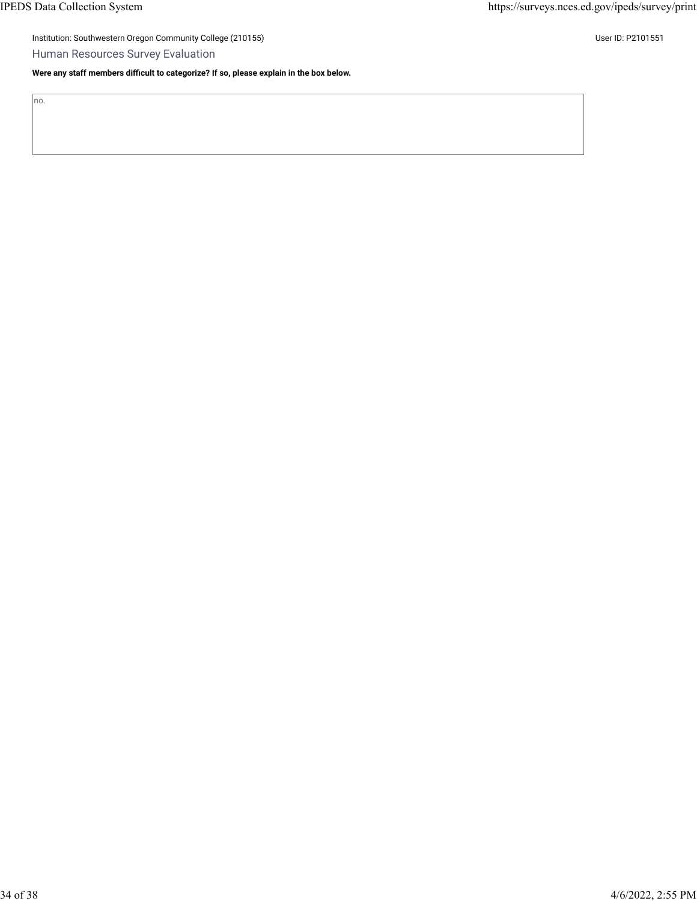Institution: Southwestern Oregon Community College (210155)

User ID: P2101551

## Human Resources Survey Evaluation

**Were any staff members difficult to categorize? If so, please explain in the box below.**

no.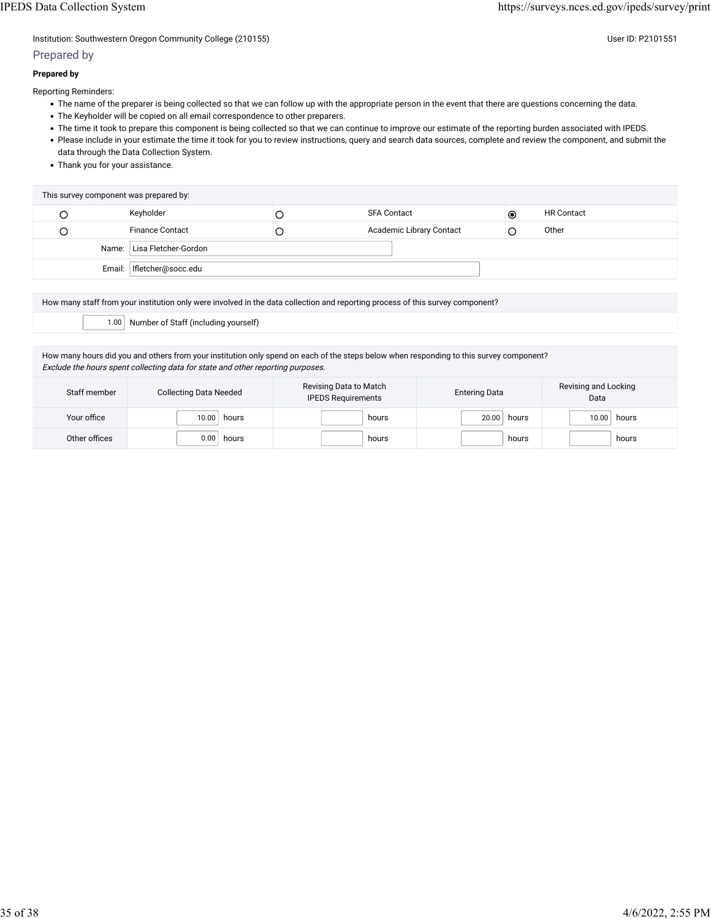Institution: Southwestern Oregon Community College (210155)

User ID: P2101551

## Prepared by

**Prepared by**

Reporting Reminders:

- The name of the preparer is being collected so that we can follow up with the appropriate person in the event that there are questions concerning the data.
- The Keyholder will be copied on all email correspondence to other preparers.
- The time it took to prepare this component is being collected so that we can continue to improve our estimate of the reporting burden associated with IPEDS.
- Please include in your estimate the time it took for you to review instructions, query and search data sources, complete and review the component, and submit the data through the Data Collection System.
- Thank you for your assistance.

| This survey component was prepared by: | | | | | |
|---|---|---|---|---|---|
| ○ | Keyholder | ○ | SFA Contact | ◉ | HR Contact |
| ○ | Finance Contact | ○ | Academic Library Contact | ○ | Other |
| Name: | Lisa Fletcher-Gordon | | | | |
| Email: | lfletcher@socc.edu | | | | |

How many staff from your institution only were involved in the data collection and reporting process of this survey component?

| 1.00 | Number of Staff (including yourself) |
|---|---|

How many hours did you and others from your institution only spend on each of the steps below when responding to this survey component?
*Exclude the hours spent collecting data for state and other reporting purposes.*

| Staff member | Collecting Data Needed | Revising Data to Match IPEDS Requirements | Entering Data | Revising and Locking Data |
|---|---|---|---|---|
| Your office | 10.00 hours | hours | 20.00 hours | 10.00 hours |
| Other offices | 0.00 hours | hours | hours | hours |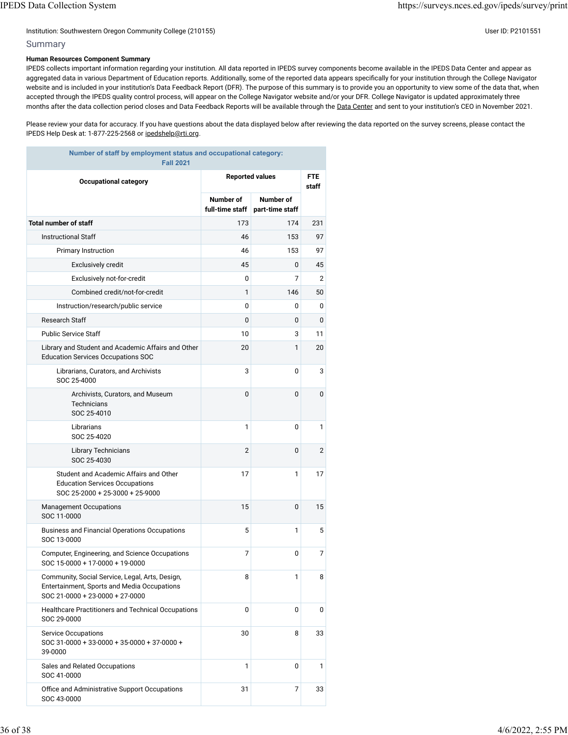Institution: Southwestern Oregon Community College (210155)

User ID: P2101551

## Summary

**Human Resources Component Summary**

IPEDS collects important information regarding your institution. All data reported in IPEDS survey components become available in the IPEDS Data Center and appear as aggregated data in various Department of Education reports. Additionally, some of the reported data appears specifically for your institution through the College Navigator website and is included in your institution's Data Feedback Report (DFR). The purpose of this summary is to provide you an opportunity to view some of the data that, when accepted through the IPEDS quality control process, will appear on the College Navigator website and/or your DFR. College Navigator is updated approximately three months after the data collection period closes and Data Feedback Reports will be available through the Data Center and sent to your institution's CEO in November 2021.

Please review your data for accuracy. If you have questions about the data displayed below after reviewing the data reported on the survey screens, please contact the IPEDS Help Desk at: 1-877-225-2568 or ipedshelp@rti.org.

| Number of staff by employment status and occupational category: Fall 2021 | | | |
|---|---|---|---|
| Occupational category | Reported values | | FTE staff |
| | Number of full-time staff | Number of part-time staff | |
| **Total number of staff** | 173 | 174 | 231 |
| Instructional Staff | 46 | 153 | 97 |
| Primary Instruction | 46 | 153 | 97 |
| Exclusively credit | 45 | 0 | 45 |
| Exclusively not-for-credit | 0 | 7 | 2 |
| Combined credit/not-for-credit | 1 | 146 | 50 |
| Instruction/research/public service | 0 | 0 | 0 |
| Research Staff | 0 | 0 | 0 |
| Public Service Staff | 10 | 3 | 11 |
| Library and Student and Academic Affairs and Other Education Services Occupations SOC | 20 | 1 | 20 |
| Librarians, Curators, and Archivists SOC 25-4000 | 3 | 0 | 3 |
| Archivists, Curators, and Museum Technicians SOC 25-4010 | 0 | 0 | 0 |
| Librarians SOC 25-4020 | 1 | 0 | 1 |
| Library Technicians SOC 25-4030 | 2 | 0 | 2 |
| Student and Academic Affairs and Other Education Services Occupations SOC 25-2000 + 25-3000 + 25-9000 | 17 | 1 | 17 |
| Management Occupations SOC 11-0000 | 15 | 0 | 15 |
| Business and Financial Operations Occupations SOC 13-0000 | 5 | 1 | 5 |
| Computer, Engineering, and Science Occupations SOC 15-0000 + 17-0000 + 19-0000 | 7 | 0 | 7 |
| Community, Social Service, Legal, Arts, Design, Entertainment, Sports and Media Occupations SOC 21-0000 + 23-0000 + 27-0000 | 8 | 1 | 8 |
| Healthcare Practitioners and Technical Occupations SOC 29-0000 | 0 | 0 | 0 |
| Service Occupations SOC 31-0000 + 33-0000 + 35-0000 + 37-0000 + 39-0000 | 30 | 8 | 33 |
| Sales and Related Occupations SOC 41-0000 | 1 | 0 | 1 |
| Office and Administrative Support Occupations SOC 43-0000 | 31 | 7 | 33 |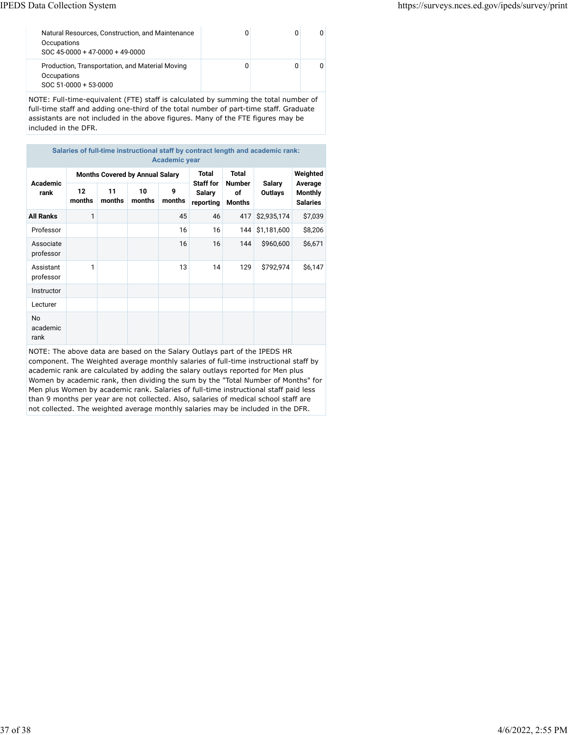| | | | |
|---|---|---|---|
| Natural Resources, Construction, and Maintenance Occupations SOC 45-0000 + 47-0000 + 49-0000 | 0 | 0 | 0 |
| Production, Transportation, and Material Moving Occupations SOC 51-0000 + 53-0000 | 0 | 0 | 0 |

NOTE: Full-time-equivalent (FTE) staff is calculated by summing the total number of full-time staff and adding one-third of the total number of part-time staff. Graduate assistants are not included in the above figures. Many of the FTE figures may be included in the DFR.

**Salaries of full-time instructional staff by contract length and academic rank: Academic year**

| Academic rank | Months Covered by Annual Salary | | | | Total Staff for Salary reporting | Total Number of Months | Salary Outlays | Weighted Average Monthly Salaries |
|---|---|---|---|---|---|---|---|---|
| | 12 months | 11 months | 10 months | 9 months | | | | |
| **All Ranks** | 1 | | | 45 | 46 | 417 | $2,935,174 | $7,039 |
| Professor | | | | 16 | 16 | 144 | $1,181,600 | $8,206 |
| Associate professor | | | | 16 | 16 | 144 | $960,600 | $6,671 |
| Assistant professor | 1 | | | 13 | 14 | 129 | $792,974 | $6,147 |
| Instructor | | | | | | | | |
| Lecturer | | | | | | | | |
| No academic rank | | | | | | | | |

NOTE: The above data are based on the Salary Outlays part of the IPEDS HR component. The Weighted average monthly salaries of full-time instructional staff by academic rank are calculated by adding the salary outlays reported for Men plus Women by academic rank, then dividing the sum by the "Total Number of Months" for Men plus Women by academic rank. Salaries of full-time instructional staff paid less than 9 months per year are not collected. Also, salaries of medical school staff are not collected. The weighted average monthly salaries may be included in the DFR.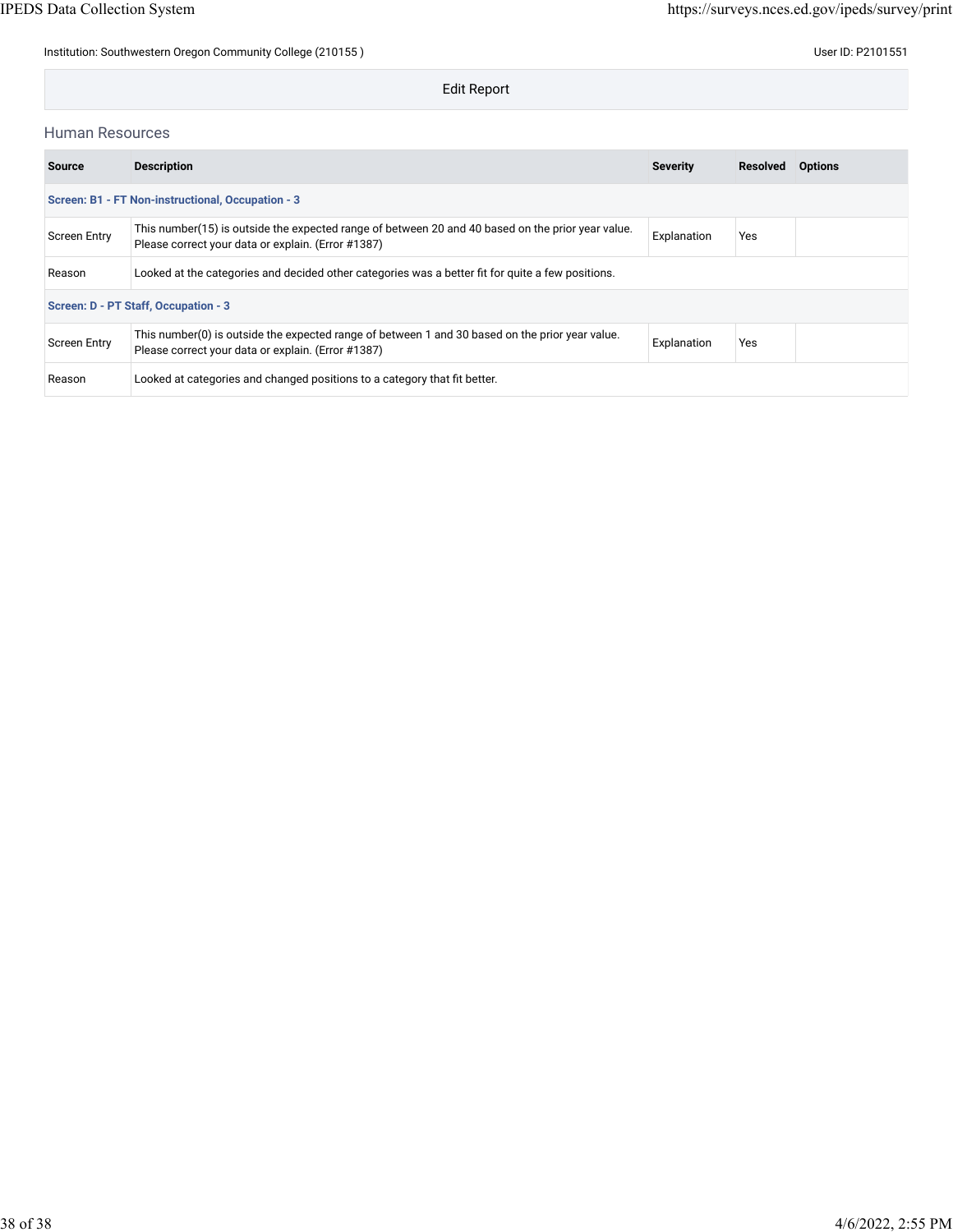Institution: Southwestern Oregon Community College (210155 )

User ID: P2101551

Edit Report

## Human Resources

| Source | Description | Severity | Resolved | Options |
|---|---|---|---|---|
| **Screen: B1 - FT Non-instructional, Occupation - 3** | | | | |
| Screen Entry | This number(15) is outside the expected range of between 20 and 40 based on the prior year value. Please correct your data or explain. (Error #1387) | Explanation | Yes | |
| Reason | Looked at the categories and decided other categories was a better fit for quite a few positions. | | | |
| **Screen: D - PT Staff, Occupation - 3** | | | | |
| Screen Entry | This number(0) is outside the expected range of between 1 and 30 based on the prior year value. Please correct your data or explain. (Error #1387) | Explanation | Yes | |
| Reason | Looked at categories and changed positions to a category that fit better. | | | |